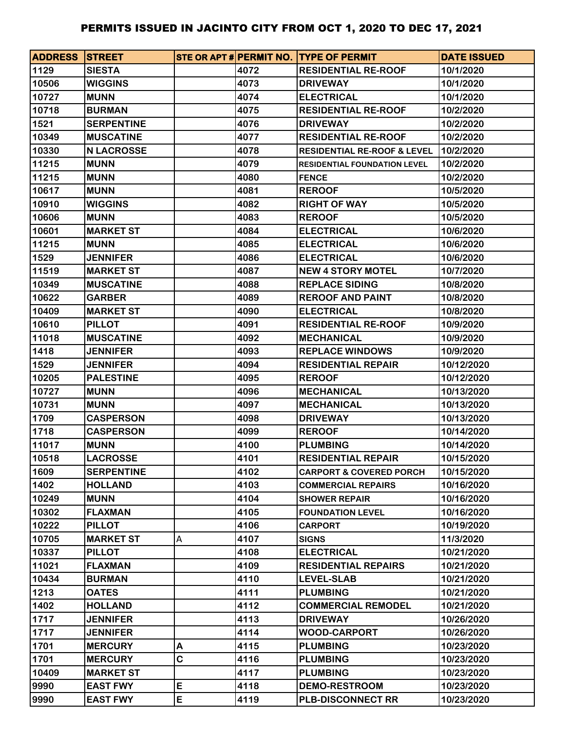# PERMITS ISSUED IN JACINTO CITY FROM OCT 1, 2020 TO DEC 17, 2021

| ADDRESS | STREET | STE OR APT # | PERMIT NO. | TYPE OF PERMIT | DATE ISSUED |
|---|---|---|---|---|---|
| 1129 | SIESTA | | 4072 | RESIDENTIAL RE-ROOF | 10/1/2020 |
| 10506 | WIGGINS | | 4073 | DRIVEWAY | 10/1/2020 |
| 10727 | MUNN | | 4074 | ELECTRICAL | 10/1/2020 |
| 10718 | BURMAN | | 4075 | RESIDENTIAL RE-ROOF | 10/2/2020 |
| 1521 | SERPENTINE | | 4076 | DRIVEWAY | 10/2/2020 |
| 10349 | MUSCATINE | | 4077 | RESIDENTIAL RE-ROOF | 10/2/2020 |
| 10330 | N LACROSSE | | 4078 | RESIDENTIAL RE-ROOF & LEVEL | 10/2/2020 |
| 11215 | MUNN | | 4079 | RESIDENTIAL FOUNDATION LEVEL | 10/2/2020 |
| 11215 | MUNN | | 4080 | FENCE | 10/2/2020 |
| 10617 | MUNN | | 4081 | REROOF | 10/5/2020 |
| 10910 | WIGGINS | | 4082 | RIGHT OF WAY | 10/5/2020 |
| 10606 | MUNN | | 4083 | REROOF | 10/5/2020 |
| 10601 | MARKET ST | | 4084 | ELECTRICAL | 10/6/2020 |
| 11215 | MUNN | | 4085 | ELECTRICAL | 10/6/2020 |
| 1529 | JENNIFER | | 4086 | ELECTRICAL | 10/6/2020 |
| 11519 | MARKET ST | | 4087 | NEW 4 STORY MOTEL | 10/7/2020 |
| 10349 | MUSCATINE | | 4088 | REPLACE SIDING | 10/8/2020 |
| 10622 | GARBER | | 4089 | REROOF AND PAINT | 10/8/2020 |
| 10409 | MARKET ST | | 4090 | ELECTRICAL | 10/8/2020 |
| 10610 | PILLOT | | 4091 | RESIDENTIAL RE-ROOF | 10/9/2020 |
| 11018 | MUSCATINE | | 4092 | MECHANICAL | 10/9/2020 |
| 1418 | JENNIFER | | 4093 | REPLACE WINDOWS | 10/9/2020 |
| 1529 | JENNIFER | | 4094 | RESIDENTIAL REPAIR | 10/12/2020 |
| 10205 | PALESTINE | | 4095 | REROOF | 10/12/2020 |
| 10727 | MUNN | | 4096 | MECHANICAL | 10/13/2020 |
| 10731 | MUNN | | 4097 | MECHANICAL | 10/13/2020 |
| 1709 | CASPERSON | | 4098 | DRIVEWAY | 10/13/2020 |
| 1718 | CASPERSON | | 4099 | REROOF | 10/14/2020 |
| 11017 | MUNN | | 4100 | PLUMBING | 10/14/2020 |
| 10518 | LACROSSE | | 4101 | RESIDENTIAL REPAIR | 10/15/2020 |
| 1609 | SERPENTINE | | 4102 | CARPORT & COVERED PORCH | 10/15/2020 |
| 1402 | HOLLAND | | 4103 | COMMERCIAL REPAIRS | 10/16/2020 |
| 10249 | MUNN | | 4104 | SHOWER REPAIR | 10/16/2020 |
| 10302 | FLAXMAN | | 4105 | FOUNDATION LEVEL | 10/16/2020 |
| 10222 | PILLOT | | 4106 | CARPORT | 10/19/2020 |
| 10705 | MARKET ST | A | 4107 | SIGNS | 11/3/2020 |
| 10337 | PILLOT | | 4108 | ELECTRICAL | 10/21/2020 |
| 11021 | FLAXMAN | | 4109 | RESIDENTIAL REPAIRS | 10/21/2020 |
| 10434 | BURMAN | | 4110 | LEVEL-SLAB | 10/21/2020 |
| 1213 | OATES | | 4111 | PLUMBING | 10/21/2020 |
| 1402 | HOLLAND | | 4112 | COMMERCIAL REMODEL | 10/21/2020 |
| 1717 | JENNIFER | | 4113 | DRIVEWAY | 10/26/2020 |
| 1717 | JENNIFER | | 4114 | WOOD-CARPORT | 10/26/2020 |
| 1701 | MERCURY | A | 4115 | PLUMBING | 10/23/2020 |
| 1701 | MERCURY | C | 4116 | PLUMBING | 10/23/2020 |
| 10409 | MARKET ST | | 4117 | PLUMBING | 10/23/2020 |
| 9990 | EAST FWY | E | 4118 | DEMO-RESTROOM | 10/23/2020 |
| 9990 | EAST FWY | E | 4119 | PLB-DISCONNECT RR | 10/23/2020 |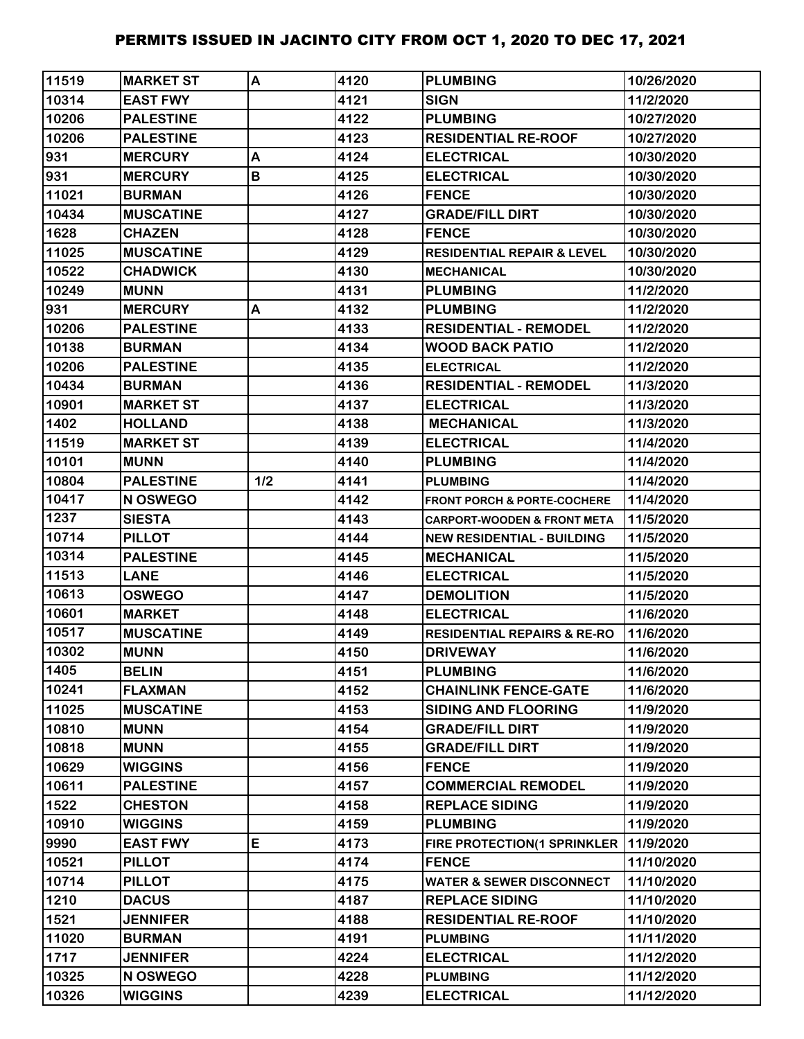| | | | | | |
|---|---|---|---|---|---|
| 11519 | MARKET ST | A | 4120 | PLUMBING | 10/26/2020 |
| 10314 | EAST FWY | | 4121 | SIGN | 11/2/2020 |
| 10206 | PALESTINE | | 4122 | PLUMBING | 10/27/2020 |
| 10206 | PALESTINE | | 4123 | RESIDENTIAL RE-ROOF | 10/27/2020 |
| 931 | MERCURY | A | 4124 | ELECTRICAL | 10/30/2020 |
| 931 | MERCURY | B | 4125 | ELECTRICAL | 10/30/2020 |
| 11021 | BURMAN | | 4126 | FENCE | 10/30/2020 |
| 10434 | MUSCATINE | | 4127 | GRADE/FILL DIRT | 10/30/2020 |
| 1628 | CHAZEN | | 4128 | FENCE | 10/30/2020 |
| 11025 | MUSCATINE | | 4129 | RESIDENTIAL REPAIR & LEVEL | 10/30/2020 |
| 10522 | CHADWICK | | 4130 | MECHANICAL | 10/30/2020 |
| 10249 | MUNN | | 4131 | PLUMBING | 11/2/2020 |
| 931 | MERCURY | A | 4132 | PLUMBING | 11/2/2020 |
| 10206 | PALESTINE | | 4133 | RESIDENTIAL - REMODEL | 11/2/2020 |
| 10138 | BURMAN | | 4134 | WOOD BACK PATIO | 11/2/2020 |
| 10206 | PALESTINE | | 4135 | ELECTRICAL | 11/2/2020 |
| 10434 | BURMAN | | 4136 | RESIDENTIAL - REMODEL | 11/3/2020 |
| 10901 | MARKET ST | | 4137 | ELECTRICAL | 11/3/2020 |
| 1402 | HOLLAND | | 4138 | MECHANICAL | 11/3/2020 |
| 11519 | MARKET ST | | 4139 | ELECTRICAL | 11/4/2020 |
| 10101 | MUNN | | 4140 | PLUMBING | 11/4/2020 |
| 10804 | PALESTINE | 1/2 | 4141 | PLUMBING | 11/4/2020 |
| 10417 | N OSWEGO | | 4142 | FRONT PORCH & PORTE-COCHERE | 11/4/2020 |
| 1237 | SIESTA | | 4143 | CARPORT-WOODEN & FRONT META | 11/5/2020 |
| 10714 | PILLOT | | 4144 | NEW RESIDENTIAL - BUILDING | 11/5/2020 |
| 10314 | PALESTINE | | 4145 | MECHANICAL | 11/5/2020 |
| 11513 | LANE | | 4146 | ELECTRICAL | 11/5/2020 |
| 10613 | OSWEGO | | 4147 | DEMOLITION | 11/5/2020 |
| 10601 | MARKET | | 4148 | ELECTRICAL | 11/6/2020 |
| 10517 | MUSCATINE | | 4149 | RESIDENTIAL REPAIRS & RE-RO | 11/6/2020 |
| 10302 | MUNN | | 4150 | DRIVEWAY | 11/6/2020 |
| 1405 | BELIN | | 4151 | PLUMBING | 11/6/2020 |
| 10241 | FLAXMAN | | 4152 | CHAINLINK FENCE-GATE | 11/6/2020 |
| 11025 | MUSCATINE | | 4153 | SIDING AND FLOORING | 11/9/2020 |
| 10810 | MUNN | | 4154 | GRADE/FILL DIRT | 11/9/2020 |
| 10818 | MUNN | | 4155 | GRADE/FILL DIRT | 11/9/2020 |
| 10629 | WIGGINS | | 4156 | FENCE | 11/9/2020 |
| 10611 | PALESTINE | | 4157 | COMMERCIAL REMODEL | 11/9/2020 |
| 1522 | CHESTON | | 4158 | REPLACE SIDING | 11/9/2020 |
| 10910 | WIGGINS | | 4159 | PLUMBING | 11/9/2020 |
| 9990 | EAST FWY | E | 4173 | FIRE PROTECTION(1 SPRINKLER | 11/9/2020 |
| 10521 | PILLOT | | 4174 | FENCE | 11/10/2020 |
| 10714 | PILLOT | | 4175 | WATER & SEWER DISCONNECT | 11/10/2020 |
| 1210 | DACUS | | 4187 | REPLACE SIDING | 11/10/2020 |
| 1521 | JENNIFER | | 4188 | RESIDENTIAL RE-ROOF | 11/10/2020 |
| 11020 | BURMAN | | 4191 | PLUMBING | 11/11/2020 |
| 1717 | JENNIFER | | 4224 | ELECTRICAL | 11/12/2020 |
| 10325 | N OSWEGO | | 4228 | PLUMBING | 11/12/2020 |
| 10326 | WIGGINS | | 4239 | ELECTRICAL | 11/12/2020 |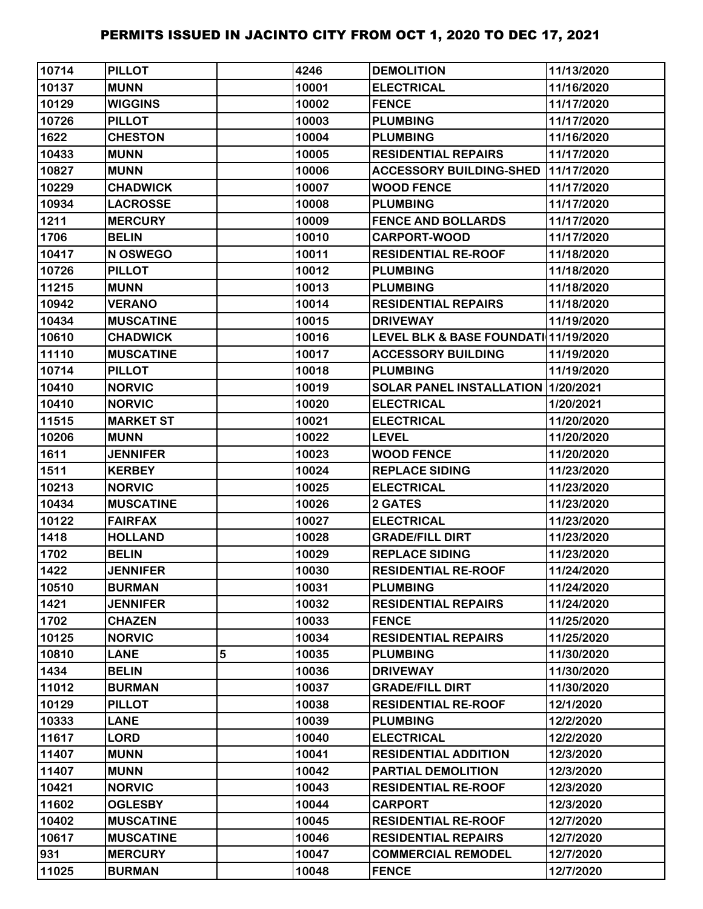| | | | | | |
|---|---|---|---|---|---|
| 10714 | PILLOT | | 4246 | DEMOLITION | 11/13/2020 |
| 10137 | MUNN | | 10001 | ELECTRICAL | 11/16/2020 |
| 10129 | WIGGINS | | 10002 | FENCE | 11/17/2020 |
| 10726 | PILLOT | | 10003 | PLUMBING | 11/17/2020 |
| 1622 | CHESTON | | 10004 | PLUMBING | 11/16/2020 |
| 10433 | MUNN | | 10005 | RESIDENTIAL REPAIRS | 11/17/2020 |
| 10827 | MUNN | | 10006 | ACCESSORY BUILDING-SHED | 11/17/2020 |
| 10229 | CHADWICK | | 10007 | WOOD FENCE | 11/17/2020 |
| 10934 | LACROSSE | | 10008 | PLUMBING | 11/17/2020 |
| 1211 | MERCURY | | 10009 | FENCE AND BOLLARDS | 11/17/2020 |
| 1706 | BELIN | | 10010 | CARPORT-WOOD | 11/17/2020 |
| 10417 | N OSWEGO | | 10011 | RESIDENTIAL RE-ROOF | 11/18/2020 |
| 10726 | PILLOT | | 10012 | PLUMBING | 11/18/2020 |
| 11215 | MUNN | | 10013 | PLUMBING | 11/18/2020 |
| 10942 | VERANO | | 10014 | RESIDENTIAL REPAIRS | 11/18/2020 |
| 10434 | MUSCATINE | | 10015 | DRIVEWAY | 11/19/2020 |
| 10610 | CHADWICK | | 10016 | LEVEL BLK & BASE FOUNDATI | 11/19/2020 |
| 11110 | MUSCATINE | | 10017 | ACCESSORY BUILDING | 11/19/2020 |
| 10714 | PILLOT | | 10018 | PLUMBING | 11/19/2020 |
| 10410 | NORVIC | | 10019 | SOLAR PANEL INSTALLATION | 1/20/2021 |
| 10410 | NORVIC | | 10020 | ELECTRICAL | 1/20/2021 |
| 11515 | MARKET ST | | 10021 | ELECTRICAL | 11/20/2020 |
| 10206 | MUNN | | 10022 | LEVEL | 11/20/2020 |
| 1611 | JENNIFER | | 10023 | WOOD FENCE | 11/20/2020 |
| 1511 | KERBEY | | 10024 | REPLACE SIDING | 11/23/2020 |
| 10213 | NORVIC | | 10025 | ELECTRICAL | 11/23/2020 |
| 10434 | MUSCATINE | | 10026 | 2 GATES | 11/23/2020 |
| 10122 | FAIRFAX | | 10027 | ELECTRICAL | 11/23/2020 |
| 1418 | HOLLAND | | 10028 | GRADE/FILL DIRT | 11/23/2020 |
| 1702 | BELIN | | 10029 | REPLACE SIDING | 11/23/2020 |
| 1422 | JENNIFER | | 10030 | RESIDENTIAL RE-ROOF | 11/24/2020 |
| 10510 | BURMAN | | 10031 | PLUMBING | 11/24/2020 |
| 1421 | JENNIFER | | 10032 | RESIDENTIAL REPAIRS | 11/24/2020 |
| 1702 | CHAZEN | | 10033 | FENCE | 11/25/2020 |
| 10125 | NORVIC | | 10034 | RESIDENTIAL REPAIRS | 11/25/2020 |
| 10810 | LANE | 5 | 10035 | PLUMBING | 11/30/2020 |
| 1434 | BELIN | | 10036 | DRIVEWAY | 11/30/2020 |
| 11012 | BURMAN | | 10037 | GRADE/FILL DIRT | 11/30/2020 |
| 10129 | PILLOT | | 10038 | RESIDENTIAL RE-ROOF | 12/1/2020 |
| 10333 | LANE | | 10039 | PLUMBING | 12/2/2020 |
| 11617 | LORD | | 10040 | ELECTRICAL | 12/2/2020 |
| 11407 | MUNN | | 10041 | RESIDENTIAL ADDITION | 12/3/2020 |
| 11407 | MUNN | | 10042 | PARTIAL DEMOLITION | 12/3/2020 |
| 10421 | NORVIC | | 10043 | RESIDENTIAL RE-ROOF | 12/3/2020 |
| 11602 | OGLESBY | | 10044 | CARPORT | 12/3/2020 |
| 10402 | MUSCATINE | | 10045 | RESIDENTIAL RE-ROOF | 12/7/2020 |
| 10617 | MUSCATINE | | 10046 | RESIDENTIAL REPAIRS | 12/7/2020 |
| 931 | MERCURY | | 10047 | COMMERCIAL REMODEL | 12/7/2020 |
| 11025 | BURMAN | | 10048 | FENCE | 12/7/2020 |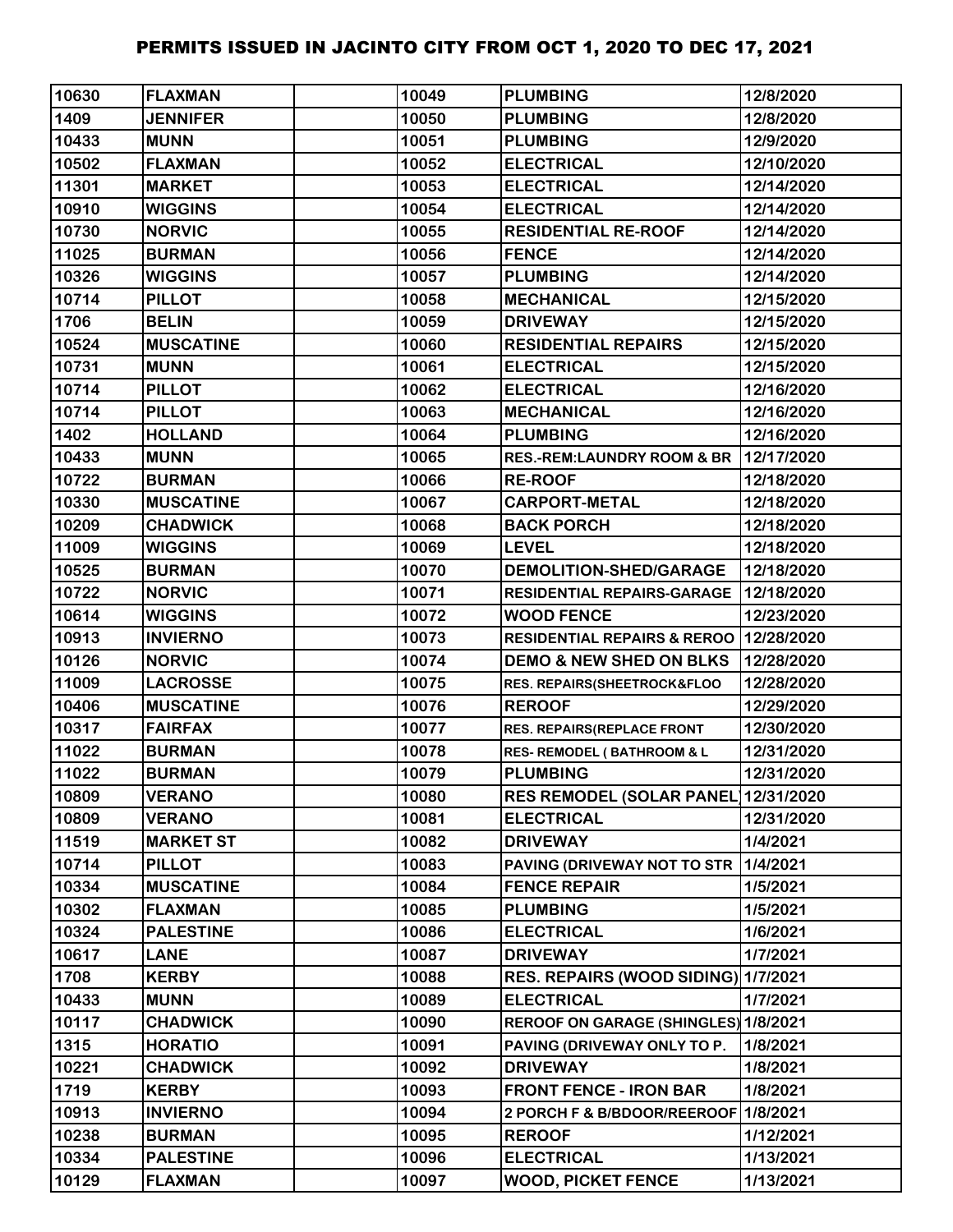| | | | | | |
|---|---|---|---|---|---|
| 10630 | FLAXMAN | | 10049 | PLUMBING | 12/8/2020 |
| 1409 | JENNIFER | | 10050 | PLUMBING | 12/8/2020 |
| 10433 | MUNN | | 10051 | PLUMBING | 12/9/2020 |
| 10502 | FLAXMAN | | 10052 | ELECTRICAL | 12/10/2020 |
| 11301 | MARKET | | 10053 | ELECTRICAL | 12/14/2020 |
| 10910 | WIGGINS | | 10054 | ELECTRICAL | 12/14/2020 |
| 10730 | NORVIC | | 10055 | RESIDENTIAL RE-ROOF | 12/14/2020 |
| 11025 | BURMAN | | 10056 | FENCE | 12/14/2020 |
| 10326 | WIGGINS | | 10057 | PLUMBING | 12/14/2020 |
| 10714 | PILLOT | | 10058 | MECHANICAL | 12/15/2020 |
| 1706 | BELIN | | 10059 | DRIVEWAY | 12/15/2020 |
| 10524 | MUSCATINE | | 10060 | RESIDENTIAL REPAIRS | 12/15/2020 |
| 10731 | MUNN | | 10061 | ELECTRICAL | 12/15/2020 |
| 10714 | PILLOT | | 10062 | ELECTRICAL | 12/16/2020 |
| 10714 | PILLOT | | 10063 | MECHANICAL | 12/16/2020 |
| 1402 | HOLLAND | | 10064 | PLUMBING | 12/16/2020 |
| 10433 | MUNN | | 10065 | RES.-REM:LAUNDRY ROOM & BR | 12/17/2020 |
| 10722 | BURMAN | | 10066 | RE-ROOF | 12/18/2020 |
| 10330 | MUSCATINE | | 10067 | CARPORT-METAL | 12/18/2020 |
| 10209 | CHADWICK | | 10068 | BACK PORCH | 12/18/2020 |
| 11009 | WIGGINS | | 10069 | LEVEL | 12/18/2020 |
| 10525 | BURMAN | | 10070 | DEMOLITION-SHED/GARAGE | 12/18/2020 |
| 10722 | NORVIC | | 10071 | RESIDENTIAL REPAIRS-GARAGE | 12/18/2020 |
| 10614 | WIGGINS | | 10072 | WOOD FENCE | 12/23/2020 |
| 10913 | INVIERNO | | 10073 | RESIDENTIAL REPAIRS & REROO | 12/28/2020 |
| 10126 | NORVIC | | 10074 | DEMO & NEW SHED ON BLKS | 12/28/2020 |
| 11009 | LACROSSE | | 10075 | RES. REPAIRS(SHEETROCK&FLOO | 12/28/2020 |
| 10406 | MUSCATINE | | 10076 | REROOF | 12/29/2020 |
| 10317 | FAIRFAX | | 10077 | RES. REPAIRS(REPLACE FRONT | 12/30/2020 |
| 11022 | BURMAN | | 10078 | RES- REMODEL ( BATHROOM & L | 12/31/2020 |
| 11022 | BURMAN | | 10079 | PLUMBING | 12/31/2020 |
| 10809 | VERANO | | 10080 | RES REMODEL (SOLAR PANEL) | 12/31/2020 |
| 10809 | VERANO | | 10081 | ELECTRICAL | 12/31/2020 |
| 11519 | MARKET ST | | 10082 | DRIVEWAY | 1/4/2021 |
| 10714 | PILLOT | | 10083 | PAVING (DRIVEWAY NOT TO STR | 1/4/2021 |
| 10334 | MUSCATINE | | 10084 | FENCE REPAIR | 1/5/2021 |
| 10302 | FLAXMAN | | 10085 | PLUMBING | 1/5/2021 |
| 10324 | PALESTINE | | 10086 | ELECTRICAL | 1/6/2021 |
| 10617 | LANE | | 10087 | DRIVEWAY | 1/7/2021 |
| 1708 | KERBY | | 10088 | RES. REPAIRS (WOOD SIDING) | 1/7/2021 |
| 10433 | MUNN | | 10089 | ELECTRICAL | 1/7/2021 |
| 10117 | CHADWICK | | 10090 | REROOF ON GARAGE (SHINGLES) | 1/8/2021 |
| 1315 | HORATIO | | 10091 | PAVING (DRIVEWAY ONLY TO P. | 1/8/2021 |
| 10221 | CHADWICK | | 10092 | DRIVEWAY | 1/8/2021 |
| 1719 | KERBY | | 10093 | FRONT FENCE - IRON BAR | 1/8/2021 |
| 10913 | INVIERNO | | 10094 | 2 PORCH F & B/BDOOR/REEROOF | 1/8/2021 |
| 10238 | BURMAN | | 10095 | REROOF | 1/12/2021 |
| 10334 | PALESTINE | | 10096 | ELECTRICAL | 1/13/2021 |
| 10129 | FLAXMAN | | 10097 | WOOD, PICKET FENCE | 1/13/2021 |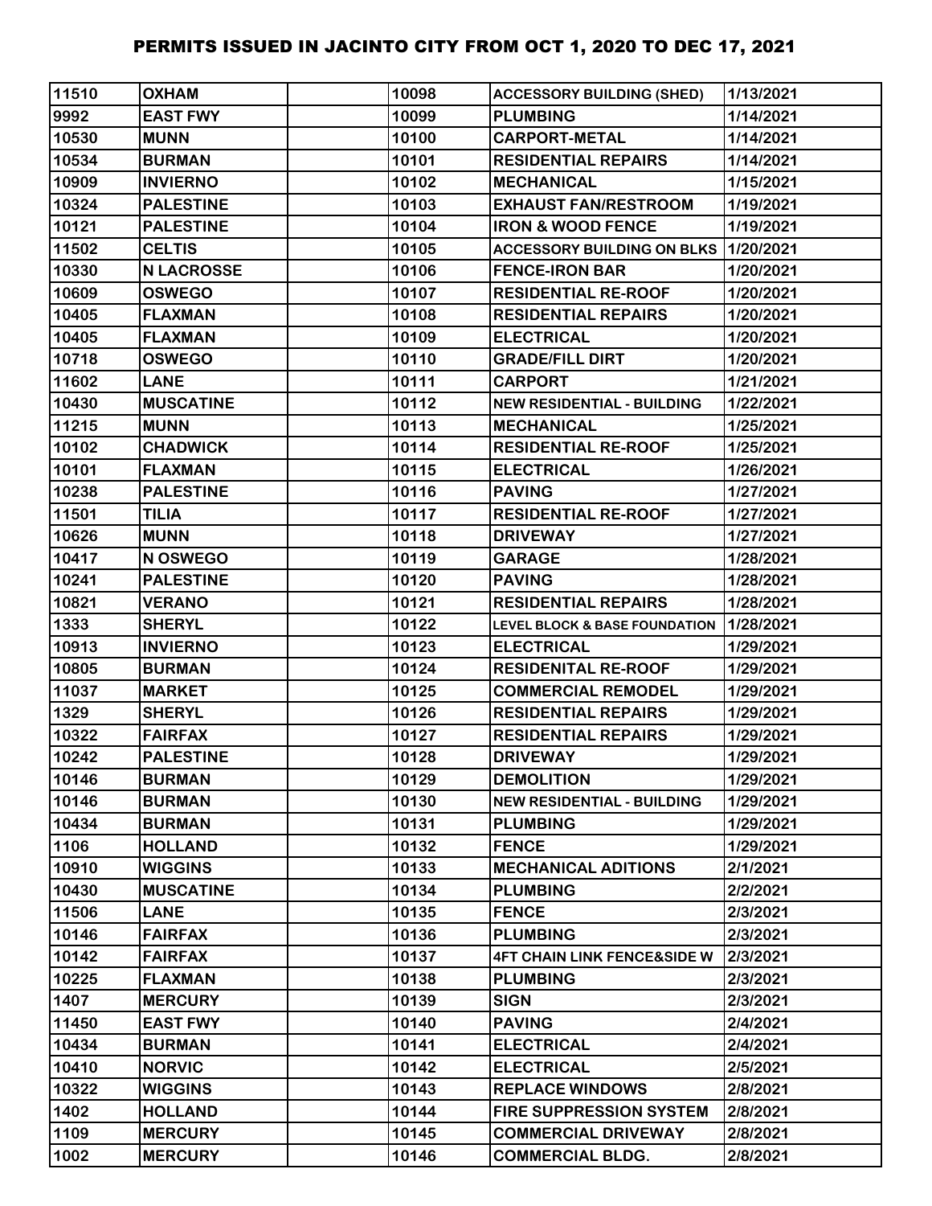| | | | | | |
|---|---|---|---|---|---|
| 11510 | OXHAM | | 10098 | ACCESSORY BUILDING (SHED) | 1/13/2021 |
| 9992 | EAST FWY | | 10099 | PLUMBING | 1/14/2021 |
| 10530 | MUNN | | 10100 | CARPORT-METAL | 1/14/2021 |
| 10534 | BURMAN | | 10101 | RESIDENTIAL REPAIRS | 1/14/2021 |
| 10909 | INVIERNO | | 10102 | MECHANICAL | 1/15/2021 |
| 10324 | PALESTINE | | 10103 | EXHAUST FAN/RESTROOM | 1/19/2021 |
| 10121 | PALESTINE | | 10104 | IRON & WOOD FENCE | 1/19/2021 |
| 11502 | CELTIS | | 10105 | ACCESSORY BUILDING ON BLKS | 1/20/2021 |
| 10330 | N LACROSSE | | 10106 | FENCE-IRON BAR | 1/20/2021 |
| 10609 | OSWEGO | | 10107 | RESIDENTIAL RE-ROOF | 1/20/2021 |
| 10405 | FLAXMAN | | 10108 | RESIDENTIAL REPAIRS | 1/20/2021 |
| 10405 | FLAXMAN | | 10109 | ELECTRICAL | 1/20/2021 |
| 10718 | OSWEGO | | 10110 | GRADE/FILL DIRT | 1/20/2021 |
| 11602 | LANE | | 10111 | CARPORT | 1/21/2021 |
| 10430 | MUSCATINE | | 10112 | NEW RESIDENTIAL - BUILDING | 1/22/2021 |
| 11215 | MUNN | | 10113 | MECHANICAL | 1/25/2021 |
| 10102 | CHADWICK | | 10114 | RESIDENTIAL RE-ROOF | 1/25/2021 |
| 10101 | FLAXMAN | | 10115 | ELECTRICAL | 1/26/2021 |
| 10238 | PALESTINE | | 10116 | PAVING | 1/27/2021 |
| 11501 | TILIA | | 10117 | RESIDENTIAL RE-ROOF | 1/27/2021 |
| 10626 | MUNN | | 10118 | DRIVEWAY | 1/27/2021 |
| 10417 | N OSWEGO | | 10119 | GARAGE | 1/28/2021 |
| 10241 | PALESTINE | | 10120 | PAVING | 1/28/2021 |
| 10821 | VERANO | | 10121 | RESIDENTIAL REPAIRS | 1/28/2021 |
| 1333 | SHERYL | | 10122 | LEVEL BLOCK & BASE FOUNDATION | 1/28/2021 |
| 10913 | INVIERNO | | 10123 | ELECTRICAL | 1/29/2021 |
| 10805 | BURMAN | | 10124 | RESIDENITAL RE-ROOF | 1/29/2021 |
| 11037 | MARKET | | 10125 | COMMERCIAL REMODEL | 1/29/2021 |
| 1329 | SHERYL | | 10126 | RESIDENTIAL REPAIRS | 1/29/2021 |
| 10322 | FAIRFAX | | 10127 | RESIDENTIAL REPAIRS | 1/29/2021 |
| 10242 | PALESTINE | | 10128 | DRIVEWAY | 1/29/2021 |
| 10146 | BURMAN | | 10129 | DEMOLITION | 1/29/2021 |
| 10146 | BURMAN | | 10130 | NEW RESIDENTIAL - BUILDING | 1/29/2021 |
| 10434 | BURMAN | | 10131 | PLUMBING | 1/29/2021 |
| 1106 | HOLLAND | | 10132 | FENCE | 1/29/2021 |
| 10910 | WIGGINS | | 10133 | MECHANICAL ADITIONS | 2/1/2021 |
| 10430 | MUSCATINE | | 10134 | PLUMBING | 2/2/2021 |
| 11506 | LANE | | 10135 | FENCE | 2/3/2021 |
| 10146 | FAIRFAX | | 10136 | PLUMBING | 2/3/2021 |
| 10142 | FAIRFAX | | 10137 | 4FT CHAIN LINK FENCE&SIDE W | 2/3/2021 |
| 10225 | FLAXMAN | | 10138 | PLUMBING | 2/3/2021 |
| 1407 | MERCURY | | 10139 | SIGN | 2/3/2021 |
| 11450 | EAST FWY | | 10140 | PAVING | 2/4/2021 |
| 10434 | BURMAN | | 10141 | ELECTRICAL | 2/4/2021 |
| 10410 | NORVIC | | 10142 | ELECTRICAL | 2/5/2021 |
| 10322 | WIGGINS | | 10143 | REPLACE WINDOWS | 2/8/2021 |
| 1402 | HOLLAND | | 10144 | FIRE SUPPRESSION SYSTEM | 2/8/2021 |
| 1109 | MERCURY | | 10145 | COMMERCIAL DRIVEWAY | 2/8/2021 |
| 1002 | MERCURY | | 10146 | COMMERCIAL BLDG. | 2/8/2021 |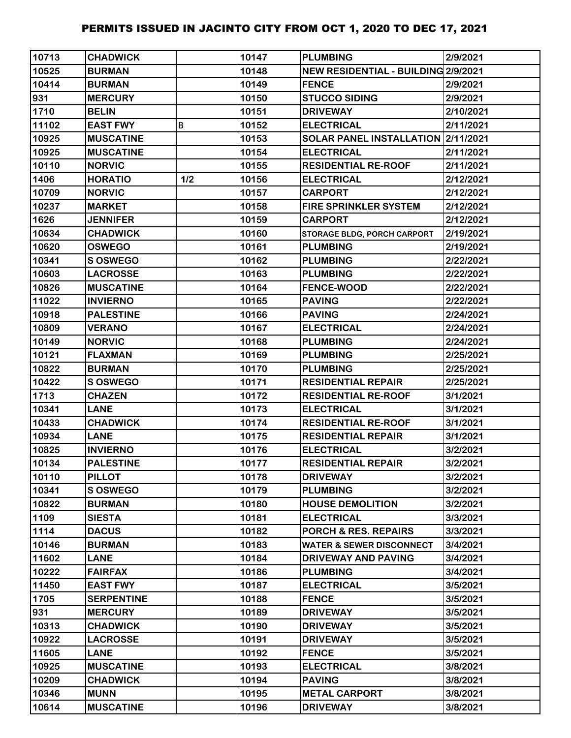# PERMITS ISSUED IN JACINTO CITY FROM OCT 1, 2020 TO DEC 17, 2021

| | | | | | |
|---|---|---|---|---|---|
| 10713 | CHADWICK | | 10147 | PLUMBING | 2/9/2021 |
| 10525 | BURMAN | | 10148 | NEW RESIDENTIAL - BUILDING | 2/9/2021 |
| 10414 | BURMAN | | 10149 | FENCE | 2/9/2021 |
| 931 | MERCURY | | 10150 | STUCCO SIDING | 2/9/2021 |
| 1710 | BELIN | | 10151 | DRIVEWAY | 2/10/2021 |
| 11102 | EAST FWY | B | 10152 | ELECTRICAL | 2/11/2021 |
| 10925 | MUSCATINE | | 10153 | SOLAR PANEL INSTALLATION | 2/11/2021 |
| 10925 | MUSCATINE | | 10154 | ELECTRICAL | 2/11/2021 |
| 10110 | NORVIC | | 10155 | RESIDENTIAL RE-ROOF | 2/11/2021 |
| 1406 | HORATIO | 1/2 | 10156 | ELECTRICAL | 2/12/2021 |
| 10709 | NORVIC | | 10157 | CARPORT | 2/12/2021 |
| 10237 | MARKET | | 10158 | FIRE SPRINKLER SYSTEM | 2/12/2021 |
| 1626 | JENNIFER | | 10159 | CARPORT | 2/12/2021 |
| 10634 | CHADWICK | | 10160 | STORAGE BLDG, PORCH CARPORT | 2/19/2021 |
| 10620 | OSWEGO | | 10161 | PLUMBING | 2/19/2021 |
| 10341 | S OSWEGO | | 10162 | PLUMBING | 2/22/2021 |
| 10603 | LACROSSE | | 10163 | PLUMBING | 2/22/2021 |
| 10826 | MUSCATINE | | 10164 | FENCE-WOOD | 2/22/2021 |
| 11022 | INVIERNO | | 10165 | PAVING | 2/22/2021 |
| 10918 | PALESTINE | | 10166 | PAVING | 2/24/2021 |
| 10809 | VERANO | | 10167 | ELECTRICAL | 2/24/2021 |
| 10149 | NORVIC | | 10168 | PLUMBING | 2/24/2021 |
| 10121 | FLAXMAN | | 10169 | PLUMBING | 2/25/2021 |
| 10822 | BURMAN | | 10170 | PLUMBING | 2/25/2021 |
| 10422 | S OSWEGO | | 10171 | RESIDENTIAL REPAIR | 2/25/2021 |
| 1713 | CHAZEN | | 10172 | RESIDENTIAL RE-ROOF | 3/1/2021 |
| 10341 | LANE | | 10173 | ELECTRICAL | 3/1/2021 |
| 10433 | CHADWICK | | 10174 | RESIDENTIAL RE-ROOF | 3/1/2021 |
| 10934 | LANE | | 10175 | RESIDENTIAL REPAIR | 3/1/2021 |
| 10825 | INVIERNO | | 10176 | ELECTRICAL | 3/2/2021 |
| 10134 | PALESTINE | | 10177 | RESIDENTIAL REPAIR | 3/2/2021 |
| 10110 | PILLOT | | 10178 | DRIVEWAY | 3/2/2021 |
| 10341 | S OSWEGO | | 10179 | PLUMBING | 3/2/2021 |
| 10822 | BURMAN | | 10180 | HOUSE DEMOLITION | 3/2/2021 |
| 1109 | SIESTA | | 10181 | ELECTRICAL | 3/3/2021 |
| 1114 | DACUS | | 10182 | PORCH & RES. REPAIRS | 3/3/2021 |
| 10146 | BURMAN | | 10183 | WATER & SEWER DISCONNECT | 3/4/2021 |
| 11602 | LANE | | 10184 | DRIVEWAY AND PAVING | 3/4/2021 |
| 10222 | FAIRFAX | | 10186 | PLUMBING | 3/4/2021 |
| 11450 | EAST FWY | | 10187 | ELECTRICAL | 3/5/2021 |
| 1705 | SERPENTINE | | 10188 | FENCE | 3/5/2021 |
| 931 | MERCURY | | 10189 | DRIVEWAY | 3/5/2021 |
| 10313 | CHADWICK | | 10190 | DRIVEWAY | 3/5/2021 |
| 10922 | LACROSSE | | 10191 | DRIVEWAY | 3/5/2021 |
| 11605 | LANE | | 10192 | FENCE | 3/5/2021 |
| 10925 | MUSCATINE | | 10193 | ELECTRICAL | 3/8/2021 |
| 10209 | CHADWICK | | 10194 | PAVING | 3/8/2021 |
| 10346 | MUNN | | 10195 | METAL CARPORT | 3/8/2021 |
| 10614 | MUSCATINE | | 10196 | DRIVEWAY | 3/8/2021 |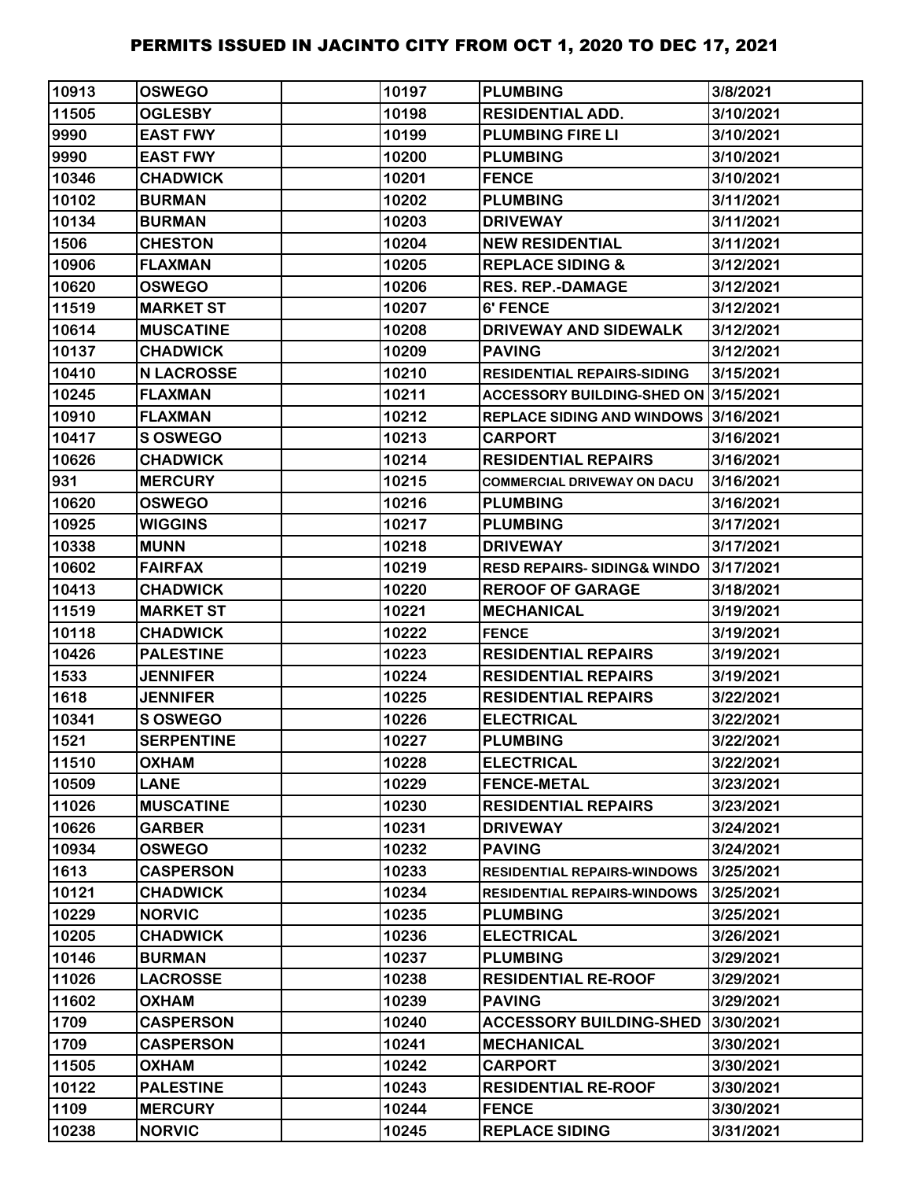# PERMITS ISSUED IN JACINTO CITY FROM OCT 1, 2020 TO DEC 17, 2021

| | | | | | |
|---|---|---|---|---|---|
| 10913 | OSWEGO | | 10197 | PLUMBING | 3/8/2021 |
| 11505 | OGLESBY | | 10198 | RESIDENTIAL ADD. | 3/10/2021 |
| 9990 | EAST FWY | | 10199 | PLUMBING FIRE LI | 3/10/2021 |
| 9990 | EAST FWY | | 10200 | PLUMBING | 3/10/2021 |
| 10346 | CHADWICK | | 10201 | FENCE | 3/10/2021 |
| 10102 | BURMAN | | 10202 | PLUMBING | 3/11/2021 |
| 10134 | BURMAN | | 10203 | DRIVEWAY | 3/11/2021 |
| 1506 | CHESTON | | 10204 | NEW RESIDENTIAL | 3/11/2021 |
| 10906 | FLAXMAN | | 10205 | REPLACE SIDING & | 3/12/2021 |
| 10620 | OSWEGO | | 10206 | RES. REP.-DAMAGE | 3/12/2021 |
| 11519 | MARKET ST | | 10207 | 6' FENCE | 3/12/2021 |
| 10614 | MUSCATINE | | 10208 | DRIVEWAY AND SIDEWALK | 3/12/2021 |
| 10137 | CHADWICK | | 10209 | PAVING | 3/12/2021 |
| 10410 | N LACROSSE | | 10210 | RESIDENTIAL REPAIRS-SIDING | 3/15/2021 |
| 10245 | FLAXMAN | | 10211 | ACCESSORY BUILDING-SHED ON | 3/15/2021 |
| 10910 | FLAXMAN | | 10212 | REPLACE SIDING AND WINDOWS | 3/16/2021 |
| 10417 | S OSWEGO | | 10213 | CARPORT | 3/16/2021 |
| 10626 | CHADWICK | | 10214 | RESIDENTIAL REPAIRS | 3/16/2021 |
| 931 | MERCURY | | 10215 | COMMERCIAL DRIVEWAY ON DACU | 3/16/2021 |
| 10620 | OSWEGO | | 10216 | PLUMBING | 3/16/2021 |
| 10925 | WIGGINS | | 10217 | PLUMBING | 3/17/2021 |
| 10338 | MUNN | | 10218 | DRIVEWAY | 3/17/2021 |
| 10602 | FAIRFAX | | 10219 | RESD REPAIRS- SIDING& WINDO | 3/17/2021 |
| 10413 | CHADWICK | | 10220 | REROOF OF GARAGE | 3/18/2021 |
| 11519 | MARKET ST | | 10221 | MECHANICAL | 3/19/2021 |
| 10118 | CHADWICK | | 10222 | FENCE | 3/19/2021 |
| 10426 | PALESTINE | | 10223 | RESIDENTIAL REPAIRS | 3/19/2021 |
| 1533 | JENNIFER | | 10224 | RESIDENTIAL REPAIRS | 3/19/2021 |
| 1618 | JENNIFER | | 10225 | RESIDENTIAL REPAIRS | 3/22/2021 |
| 10341 | S OSWEGO | | 10226 | ELECTRICAL | 3/22/2021 |
| 1521 | SERPENTINE | | 10227 | PLUMBING | 3/22/2021 |
| 11510 | OXHAM | | 10228 | ELECTRICAL | 3/22/2021 |
| 10509 | LANE | | 10229 | FENCE-METAL | 3/23/2021 |
| 11026 | MUSCATINE | | 10230 | RESIDENTIAL REPAIRS | 3/23/2021 |
| 10626 | GARBER | | 10231 | DRIVEWAY | 3/24/2021 |
| 10934 | OSWEGO | | 10232 | PAVING | 3/24/2021 |
| 1613 | CASPERSON | | 10233 | RESIDENTIAL REPAIRS-WINDOWS | 3/25/2021 |
| 10121 | CHADWICK | | 10234 | RESIDENTIAL REPAIRS-WINDOWS | 3/25/2021 |
| 10229 | NORVIC | | 10235 | PLUMBING | 3/25/2021 |
| 10205 | CHADWICK | | 10236 | ELECTRICAL | 3/26/2021 |
| 10146 | BURMAN | | 10237 | PLUMBING | 3/29/2021 |
| 11026 | LACROSSE | | 10238 | RESIDENTIAL RE-ROOF | 3/29/2021 |
| 11602 | OXHAM | | 10239 | PAVING | 3/29/2021 |
| 1709 | CASPERSON | | 10240 | ACCESSORY BUILDING-SHED | 3/30/2021 |
| 1709 | CASPERSON | | 10241 | MECHANICAL | 3/30/2021 |
| 11505 | OXHAM | | 10242 | CARPORT | 3/30/2021 |
| 10122 | PALESTINE | | 10243 | RESIDENTIAL RE-ROOF | 3/30/2021 |
| 1109 | MERCURY | | 10244 | FENCE | 3/30/2021 |
| 10238 | NORVIC | | 10245 | REPLACE SIDING | 3/31/2021 |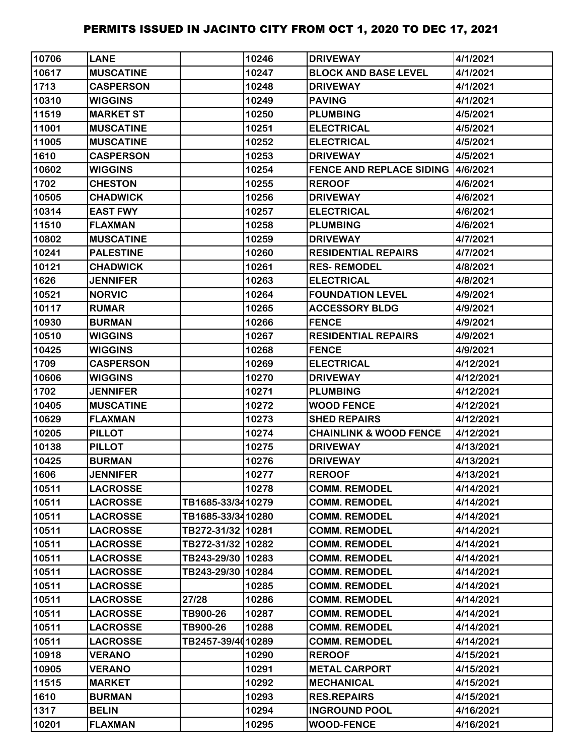| | | | | | |
|---|---|---|---|---|---|
| 10706 | LANE | | 10246 | DRIVEWAY | 4/1/2021 |
| 10617 | MUSCATINE | | 10247 | BLOCK AND BASE LEVEL | 4/1/2021 |
| 1713 | CASPERSON | | 10248 | DRIVEWAY | 4/1/2021 |
| 10310 | WIGGINS | | 10249 | PAVING | 4/1/2021 |
| 11519 | MARKET ST | | 10250 | PLUMBING | 4/5/2021 |
| 11001 | MUSCATINE | | 10251 | ELECTRICAL | 4/5/2021 |
| 11005 | MUSCATINE | | 10252 | ELECTRICAL | 4/5/2021 |
| 1610 | CASPERSON | | 10253 | DRIVEWAY | 4/5/2021 |
| 10602 | WIGGINS | | 10254 | FENCE AND REPLACE SIDING | 4/6/2021 |
| 1702 | CHESTON | | 10255 | REROOF | 4/6/2021 |
| 10505 | CHADWICK | | 10256 | DRIVEWAY | 4/6/2021 |
| 10314 | EAST FWY | | 10257 | ELECTRICAL | 4/6/2021 |
| 11510 | FLAXMAN | | 10258 | PLUMBING | 4/6/2021 |
| 10802 | MUSCATINE | | 10259 | DRIVEWAY | 4/7/2021 |
| 10241 | PALESTINE | | 10260 | RESIDENTIAL REPAIRS | 4/7/2021 |
| 10121 | CHADWICK | | 10261 | RES- REMODEL | 4/8/2021 |
| 1626 | JENNIFER | | 10263 | ELECTRICAL | 4/8/2021 |
| 10521 | NORVIC | | 10264 | FOUNDATION LEVEL | 4/9/2021 |
| 10117 | RUMAR | | 10265 | ACCESSORY BLDG | 4/9/2021 |
| 10930 | BURMAN | | 10266 | FENCE | 4/9/2021 |
| 10510 | WIGGINS | | 10267 | RESIDENTIAL REPAIRS | 4/9/2021 |
| 10425 | WIGGINS | | 10268 | FENCE | 4/9/2021 |
| 1709 | CASPERSON | | 10269 | ELECTRICAL | 4/12/2021 |
| 10606 | WIGGINS | | 10270 | DRIVEWAY | 4/12/2021 |
| 1702 | JENNIFER | | 10271 | PLUMBING | 4/12/2021 |
| 10405 | MUSCATINE | | 10272 | WOOD FENCE | 4/12/2021 |
| 10629 | FLAXMAN | | 10273 | SHED REPAIRS | 4/12/2021 |
| 10205 | PILLOT | | 10274 | CHAINLINK & WOOD FENCE | 4/12/2021 |
| 10138 | PILLOT | | 10275 | DRIVEWAY | 4/13/2021 |
| 10425 | BURMAN | | 10276 | DRIVEWAY | 4/13/2021 |
| 1606 | JENNIFER | | 10277 | REROOF | 4/13/2021 |
| 10511 | LACROSSE | | 10278 | COMM. REMODEL | 4/14/2021 |
| 10511 | LACROSSE | TB1685-33/34 | 10279 | COMM. REMODEL | 4/14/2021 |
| 10511 | LACROSSE | TB1685-33/34 | 10280 | COMM. REMODEL | 4/14/2021 |
| 10511 | LACROSSE | TB272-31/32 | 10281 | COMM. REMODEL | 4/14/2021 |
| 10511 | LACROSSE | TB272-31/32 | 10282 | COMM. REMODEL | 4/14/2021 |
| 10511 | LACROSSE | TB243-29/30 | 10283 | COMM. REMODEL | 4/14/2021 |
| 10511 | LACROSSE | TB243-29/30 | 10284 | COMM. REMODEL | 4/14/2021 |
| 10511 | LACROSSE | | 10285 | COMM. REMODEL | 4/14/2021 |
| 10511 | LACROSSE | 27/28 | 10286 | COMM. REMODEL | 4/14/2021 |
| 10511 | LACROSSE | TB900-26 | 10287 | COMM. REMODEL | 4/14/2021 |
| 10511 | LACROSSE | TB900-26 | 10288 | COMM. REMODEL | 4/14/2021 |
| 10511 | LACROSSE | TB2457-39/40 | 10289 | COMM. REMODEL | 4/14/2021 |
| 10918 | VERANO | | 10290 | REROOF | 4/15/2021 |
| 10905 | VERANO | | 10291 | METAL CARPORT | 4/15/2021 |
| 11515 | MARKET | | 10292 | MECHANICAL | 4/15/2021 |
| 1610 | BURMAN | | 10293 | RES.REPAIRS | 4/15/2021 |
| 1317 | BELIN | | 10294 | INGROUND POOL | 4/16/2021 |
| 10201 | FLAXMAN | | 10295 | WOOD-FENCE | 4/16/2021 |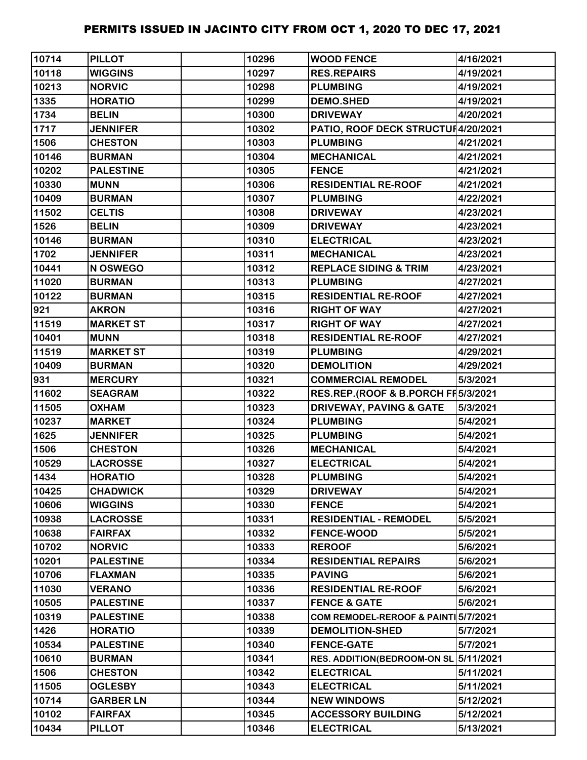| | | | | | |
|---|---|---|---|---|---|
| 10714 | PILLOT | | 10296 | WOOD FENCE | 4/16/2021 |
| 10118 | WIGGINS | | 10297 | RES.REPAIRS | 4/19/2021 |
| 10213 | NORVIC | | 10298 | PLUMBING | 4/19/2021 |
| 1335 | HORATIO | | 10299 | DEMO.SHED | 4/19/2021 |
| 1734 | BELIN | | 10300 | DRIVEWAY | 4/20/2021 |
| 1717 | JENNIFER | | 10302 | PATIO, ROOF DECK STRUCTUF | 4/20/2021 |
| 1506 | CHESTON | | 10303 | PLUMBING | 4/21/2021 |
| 10146 | BURMAN | | 10304 | MECHANICAL | 4/21/2021 |
| 10202 | PALESTINE | | 10305 | FENCE | 4/21/2021 |
| 10330 | MUNN | | 10306 | RESIDENTIAL RE-ROOF | 4/21/2021 |
| 10409 | BURMAN | | 10307 | PLUMBING | 4/22/2021 |
| 11502 | CELTIS | | 10308 | DRIVEWAY | 4/23/2021 |
| 1526 | BELIN | | 10309 | DRIVEWAY | 4/23/2021 |
| 10146 | BURMAN | | 10310 | ELECTRICAL | 4/23/2021 |
| 1702 | JENNIFER | | 10311 | MECHANICAL | 4/23/2021 |
| 10441 | N OSWEGO | | 10312 | REPLACE SIDING & TRIM | 4/23/2021 |
| 11020 | BURMAN | | 10313 | PLUMBING | 4/27/2021 |
| 10122 | BURMAN | | 10315 | RESIDENTIAL RE-ROOF | 4/27/2021 |
| 921 | AKRON | | 10316 | RIGHT OF WAY | 4/27/2021 |
| 11519 | MARKET ST | | 10317 | RIGHT OF WAY | 4/27/2021 |
| 10401 | MUNN | | 10318 | RESIDENTIAL RE-ROOF | 4/27/2021 |
| 11519 | MARKET ST | | 10319 | PLUMBING | 4/29/2021 |
| 10409 | BURMAN | | 10320 | DEMOLITION | 4/29/2021 |
| 931 | MERCURY | | 10321 | COMMERCIAL REMODEL | 5/3/2021 |
| 11602 | SEAGRAM | | 10322 | RES.REP.(ROOF & B.PORCH FF | 5/3/2021 |
| 11505 | OXHAM | | 10323 | DRIVEWAY, PAVING & GATE | 5/3/2021 |
| 10237 | MARKET | | 10324 | PLUMBING | 5/4/2021 |
| 1625 | JENNIFER | | 10325 | PLUMBING | 5/4/2021 |
| 1506 | CHESTON | | 10326 | MECHANICAL | 5/4/2021 |
| 10529 | LACROSSE | | 10327 | ELECTRICAL | 5/4/2021 |
| 1434 | HORATIO | | 10328 | PLUMBING | 5/4/2021 |
| 10425 | CHADWICK | | 10329 | DRIVEWAY | 5/4/2021 |
| 10606 | WIGGINS | | 10330 | FENCE | 5/4/2021 |
| 10938 | LACROSSE | | 10331 | RESIDENTIAL - REMODEL | 5/5/2021 |
| 10638 | FAIRFAX | | 10332 | FENCE-WOOD | 5/5/2021 |
| 10702 | NORVIC | | 10333 | REROOF | 5/6/2021 |
| 10201 | PALESTINE | | 10334 | RESIDENTIAL REPAIRS | 5/6/2021 |
| 10706 | FLAXMAN | | 10335 | PAVING | 5/6/2021 |
| 11030 | VERANO | | 10336 | RESIDENTIAL RE-ROOF | 5/6/2021 |
| 10505 | PALESTINE | | 10337 | FENCE & GATE | 5/6/2021 |
| 10319 | PALESTINE | | 10338 | COM REMODEL-REROOF & PAINTI | 5/7/2021 |
| 1426 | HORATIO | | 10339 | DEMOLITION-SHED | 5/7/2021 |
| 10534 | PALESTINE | | 10340 | FENCE-GATE | 5/7/2021 |
| 10610 | BURMAN | | 10341 | RES. ADDITION(BEDROOM-ON SL | 5/11/2021 |
| 1506 | CHESTON | | 10342 | ELECTRICAL | 5/11/2021 |
| 11505 | OGLESBY | | 10343 | ELECTRICAL | 5/11/2021 |
| 10714 | GARBER LN | | 10344 | NEW WINDOWS | 5/12/2021 |
| 10102 | FAIRFAX | | 10345 | ACCESSORY BUILDING | 5/12/2021 |
| 10434 | PILLOT | | 10346 | ELECTRICAL | 5/13/2021 |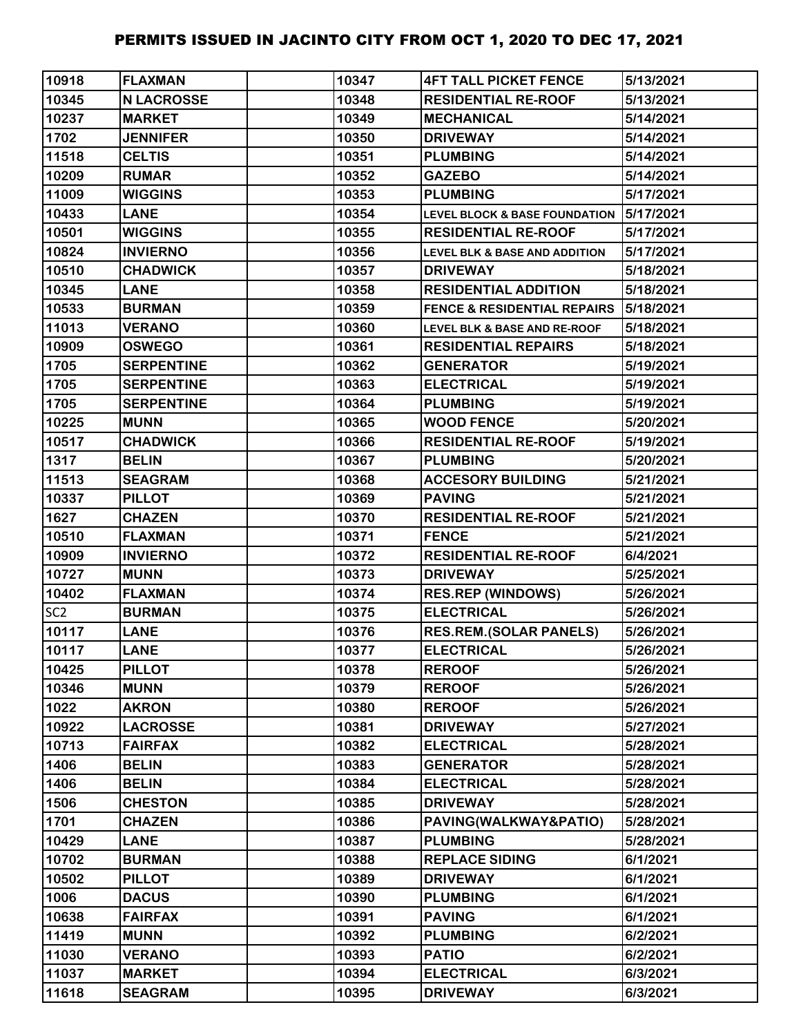# PERMITS ISSUED IN JACINTO CITY FROM OCT 1, 2020 TO DEC 17, 2021

| | | | | | |
|---|---|---|---|---|---|
| 10918 | FLAXMAN | | 10347 | 4FT TALL PICKET FENCE | 5/13/2021 |
| 10345 | N LACROSSE | | 10348 | RESIDENTIAL RE-ROOF | 5/13/2021 |
| 10237 | MARKET | | 10349 | MECHANICAL | 5/14/2021 |
| 1702 | JENNIFER | | 10350 | DRIVEWAY | 5/14/2021 |
| 11518 | CELTIS | | 10351 | PLUMBING | 5/14/2021 |
| 10209 | RUMAR | | 10352 | GAZEBO | 5/14/2021 |
| 11009 | WIGGINS | | 10353 | PLUMBING | 5/17/2021 |
| 10433 | LANE | | 10354 | LEVEL BLOCK & BASE FOUNDATION | 5/17/2021 |
| 10501 | WIGGINS | | 10355 | RESIDENTIAL RE-ROOF | 5/17/2021 |
| 10824 | INVIERNO | | 10356 | LEVEL BLK & BASE AND ADDITION | 5/17/2021 |
| 10510 | CHADWICK | | 10357 | DRIVEWAY | 5/18/2021 |
| 10345 | LANE | | 10358 | RESIDENTIAL ADDITION | 5/18/2021 |
| 10533 | BURMAN | | 10359 | FENCE & RESIDENTIAL REPAIRS | 5/18/2021 |
| 11013 | VERANO | | 10360 | LEVEL BLK & BASE AND RE-ROOF | 5/18/2021 |
| 10909 | OSWEGO | | 10361 | RESIDENTIAL REPAIRS | 5/18/2021 |
| 1705 | SERPENTINE | | 10362 | GENERATOR | 5/19/2021 |
| 1705 | SERPENTINE | | 10363 | ELECTRICAL | 5/19/2021 |
| 1705 | SERPENTINE | | 10364 | PLUMBING | 5/19/2021 |
| 10225 | MUNN | | 10365 | WOOD FENCE | 5/20/2021 |
| 10517 | CHADWICK | | 10366 | RESIDENTIAL RE-ROOF | 5/19/2021 |
| 1317 | BELIN | | 10367 | PLUMBING | 5/20/2021 |
| 11513 | SEAGRAM | | 10368 | ACCESORY BUILDING | 5/21/2021 |
| 10337 | PILLOT | | 10369 | PAVING | 5/21/2021 |
| 1627 | CHAZEN | | 10370 | RESIDENTIAL RE-ROOF | 5/21/2021 |
| 10510 | FLAXMAN | | 10371 | FENCE | 5/21/2021 |
| 10909 | INVIERNO | | 10372 | RESIDENTIAL RE-ROOF | 6/4/2021 |
| 10727 | MUNN | | 10373 | DRIVEWAY | 5/25/2021 |
| 10402 | FLAXMAN | | 10374 | RES.REP (WINDOWS) | 5/26/2021 |
| SC2 | BURMAN | | 10375 | ELECTRICAL | 5/26/2021 |
| 10117 | LANE | | 10376 | RES.REM.(SOLAR PANELS) | 5/26/2021 |
| 10117 | LANE | | 10377 | ELECTRICAL | 5/26/2021 |
| 10425 | PILLOT | | 10378 | REROOF | 5/26/2021 |
| 10346 | MUNN | | 10379 | REROOF | 5/26/2021 |
| 1022 | AKRON | | 10380 | REROOF | 5/26/2021 |
| 10922 | LACROSSE | | 10381 | DRIVEWAY | 5/27/2021 |
| 10713 | FAIRFAX | | 10382 | ELECTRICAL | 5/28/2021 |
| 1406 | BELIN | | 10383 | GENERATOR | 5/28/2021 |
| 1406 | BELIN | | 10384 | ELECTRICAL | 5/28/2021 |
| 1506 | CHESTON | | 10385 | DRIVEWAY | 5/28/2021 |
| 1701 | CHAZEN | | 10386 | PAVING(WALKWAY&PATIO) | 5/28/2021 |
| 10429 | LANE | | 10387 | PLUMBING | 5/28/2021 |
| 10702 | BURMAN | | 10388 | REPLACE SIDING | 6/1/2021 |
| 10502 | PILLOT | | 10389 | DRIVEWAY | 6/1/2021 |
| 1006 | DACUS | | 10390 | PLUMBING | 6/1/2021 |
| 10638 | FAIRFAX | | 10391 | PAVING | 6/1/2021 |
| 11419 | MUNN | | 10392 | PLUMBING | 6/2/2021 |
| 11030 | VERANO | | 10393 | PATIO | 6/2/2021 |
| 11037 | MARKET | | 10394 | ELECTRICAL | 6/3/2021 |
| 11618 | SEAGRAM | | 10395 | DRIVEWAY | 6/3/2021 |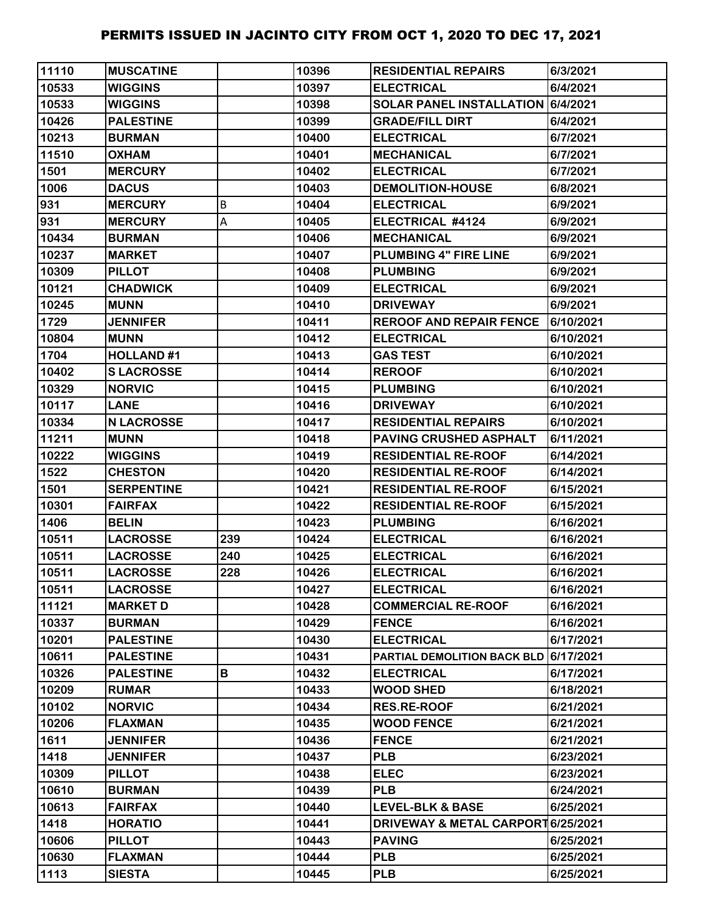# PERMITS ISSUED IN JACINTO CITY FROM OCT 1, 2020 TO DEC 17, 2021

| | | | | | |
|---|---|---|---|---|---|
| 11110 | MUSCATINE | | 10396 | RESIDENTIAL REPAIRS | 6/3/2021 |
| 10533 | WIGGINS | | 10397 | ELECTRICAL | 6/4/2021 |
| 10533 | WIGGINS | | 10398 | SOLAR PANEL INSTALLATION | 6/4/2021 |
| 10426 | PALESTINE | | 10399 | GRADE/FILL DIRT | 6/4/2021 |
| 10213 | BURMAN | | 10400 | ELECTRICAL | 6/7/2021 |
| 11510 | OXHAM | | 10401 | MECHANICAL | 6/7/2021 |
| 1501 | MERCURY | | 10402 | ELECTRICAL | 6/7/2021 |
| 1006 | DACUS | | 10403 | DEMOLITION-HOUSE | 6/8/2021 |
| 931 | MERCURY | B | 10404 | ELECTRICAL | 6/9/2021 |
| 931 | MERCURY | A | 10405 | ELECTRICAL #4124 | 6/9/2021 |
| 10434 | BURMAN | | 10406 | MECHANICAL | 6/9/2021 |
| 10237 | MARKET | | 10407 | PLUMBING 4" FIRE LINE | 6/9/2021 |
| 10309 | PILLOT | | 10408 | PLUMBING | 6/9/2021 |
| 10121 | CHADWICK | | 10409 | ELECTRICAL | 6/9/2021 |
| 10245 | MUNN | | 10410 | DRIVEWAY | 6/9/2021 |
| 1729 | JENNIFER | | 10411 | REROOF AND REPAIR FENCE | 6/10/2021 |
| 10804 | MUNN | | 10412 | ELECTRICAL | 6/10/2021 |
| 1704 | HOLLAND #1 | | 10413 | GAS TEST | 6/10/2021 |
| 10402 | S LACROSSE | | 10414 | REROOF | 6/10/2021 |
| 10329 | NORVIC | | 10415 | PLUMBING | 6/10/2021 |
| 10117 | LANE | | 10416 | DRIVEWAY | 6/10/2021 |
| 10334 | N LACROSSE | | 10417 | RESIDENTIAL REPAIRS | 6/10/2021 |
| 11211 | MUNN | | 10418 | PAVING CRUSHED ASPHALT | 6/11/2021 |
| 10222 | WIGGINS | | 10419 | RESIDENTIAL RE-ROOF | 6/14/2021 |
| 1522 | CHESTON | | 10420 | RESIDENTIAL RE-ROOF | 6/14/2021 |
| 1501 | SERPENTINE | | 10421 | RESIDENTIAL RE-ROOF | 6/15/2021 |
| 10301 | FAIRFAX | | 10422 | RESIDENTIAL RE-ROOF | 6/15/2021 |
| 1406 | BELIN | | 10423 | PLUMBING | 6/16/2021 |
| 10511 | LACROSSE | 239 | 10424 | ELECTRICAL | 6/16/2021 |
| 10511 | LACROSSE | 240 | 10425 | ELECTRICAL | 6/16/2021 |
| 10511 | LACROSSE | 228 | 10426 | ELECTRICAL | 6/16/2021 |
| 10511 | LACROSSE | | 10427 | ELECTRICAL | 6/16/2021 |
| 11121 | MARKET D | | 10428 | COMMERCIAL RE-ROOF | 6/16/2021 |
| 10337 | BURMAN | | 10429 | FENCE | 6/16/2021 |
| 10201 | PALESTINE | | 10430 | ELECTRICAL | 6/17/2021 |
| 10611 | PALESTINE | | 10431 | PARTIAL DEMOLITION BACK BLD | 6/17/2021 |
| 10326 | PALESTINE | B | 10432 | ELECTRICAL | 6/17/2021 |
| 10209 | RUMAR | | 10433 | WOOD SHED | 6/18/2021 |
| 10102 | NORVIC | | 10434 | RES.RE-ROOF | 6/21/2021 |
| 10206 | FLAXMAN | | 10435 | WOOD FENCE | 6/21/2021 |
| 1611 | JENNIFER | | 10436 | FENCE | 6/21/2021 |
| 1418 | JENNIFER | | 10437 | PLB | 6/23/2021 |
| 10309 | PILLOT | | 10438 | ELEC | 6/23/2021 |
| 10610 | BURMAN | | 10439 | PLB | 6/24/2021 |
| 10613 | FAIRFAX | | 10440 | LEVEL-BLK & BASE | 6/25/2021 |
| 1418 | HORATIO | | 10441 | DRIVEWAY & METAL CARPORT | 6/25/2021 |
| 10606 | PILLOT | | 10443 | PAVING | 6/25/2021 |
| 10630 | FLAXMAN | | 10444 | PLB | 6/25/2021 |
| 1113 | SIESTA | | 10445 | PLB | 6/25/2021 |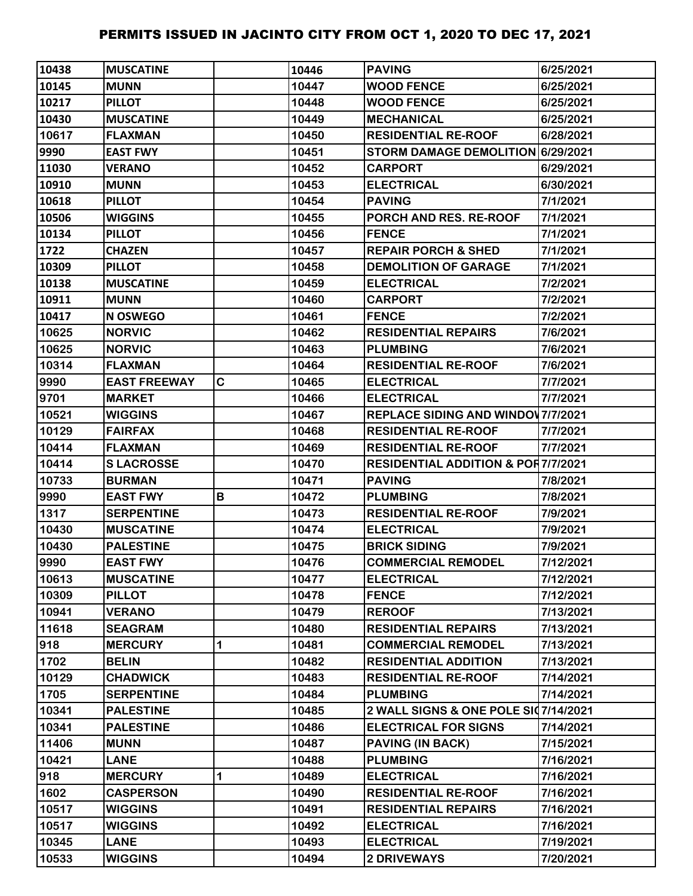# PERMITS ISSUED IN JACINTO CITY FROM OCT 1, 2020 TO DEC 17, 2021

| | | | | | |
|---|---|---|---|---|---|
| 10438 | MUSCATINE | | 10446 | PAVING | 6/25/2021 |
| 10145 | MUNN | | 10447 | WOOD FENCE | 6/25/2021 |
| 10217 | PILLOT | | 10448 | WOOD FENCE | 6/25/2021 |
| 10430 | MUSCATINE | | 10449 | MECHANICAL | 6/25/2021 |
| 10617 | FLAXMAN | | 10450 | RESIDENTIAL RE-ROOF | 6/28/2021 |
| 9990 | EAST FWY | | 10451 | STORM DAMAGE DEMOLITION | 6/29/2021 |
| 11030 | VERANO | | 10452 | CARPORT | 6/29/2021 |
| 10910 | MUNN | | 10453 | ELECTRICAL | 6/30/2021 |
| 10618 | PILLOT | | 10454 | PAVING | 7/1/2021 |
| 10506 | WIGGINS | | 10455 | PORCH AND RES. RE-ROOF | 7/1/2021 |
| 10134 | PILLOT | | 10456 | FENCE | 7/1/2021 |
| 1722 | CHAZEN | | 10457 | REPAIR PORCH & SHED | 7/1/2021 |
| 10309 | PILLOT | | 10458 | DEMOLITION OF GARAGE | 7/1/2021 |
| 10138 | MUSCATINE | | 10459 | ELECTRICAL | 7/2/2021 |
| 10911 | MUNN | | 10460 | CARPORT | 7/2/2021 |
| 10417 | N OSWEGO | | 10461 | FENCE | 7/2/2021 |
| 10625 | NORVIC | | 10462 | RESIDENTIAL REPAIRS | 7/6/2021 |
| 10625 | NORVIC | | 10463 | PLUMBING | 7/6/2021 |
| 10314 | FLAXMAN | | 10464 | RESIDENTIAL RE-ROOF | 7/6/2021 |
| 9990 | EAST FREEWAY | C | 10465 | ELECTRICAL | 7/7/2021 |
| 9701 | MARKET | | 10466 | ELECTRICAL | 7/7/2021 |
| 10521 | WIGGINS | | 10467 | REPLACE SIDING AND WINDOV | 7/7/2021 |
| 10129 | FAIRFAX | | 10468 | RESIDENTIAL RE-ROOF | 7/7/2021 |
| 10414 | FLAXMAN | | 10469 | RESIDENTIAL RE-ROOF | 7/7/2021 |
| 10414 | S LACROSSE | | 10470 | RESIDENTIAL ADDITION & POF | 7/7/2021 |
| 10733 | BURMAN | | 10471 | PAVING | 7/8/2021 |
| 9990 | EAST FWY | B | 10472 | PLUMBING | 7/8/2021 |
| 1317 | SERPENTINE | | 10473 | RESIDENTIAL RE-ROOF | 7/9/2021 |
| 10430 | MUSCATINE | | 10474 | ELECTRICAL | 7/9/2021 |
| 10430 | PALESTINE | | 10475 | BRICK SIDING | 7/9/2021 |
| 9990 | EAST FWY | | 10476 | COMMERCIAL REMODEL | 7/12/2021 |
| 10613 | MUSCATINE | | 10477 | ELECTRICAL | 7/12/2021 |
| 10309 | PILLOT | | 10478 | FENCE | 7/12/2021 |
| 10941 | VERANO | | 10479 | REROOF | 7/13/2021 |
| 11618 | SEAGRAM | | 10480 | RESIDENTIAL REPAIRS | 7/13/2021 |
| 918 | MERCURY | 1 | 10481 | COMMERCIAL REMODEL | 7/13/2021 |
| 1702 | BELIN | | 10482 | RESIDENTIAL ADDITION | 7/13/2021 |
| 10129 | CHADWICK | | 10483 | RESIDENTIAL RE-ROOF | 7/14/2021 |
| 1705 | SERPENTINE | | 10484 | PLUMBING | 7/14/2021 |
| 10341 | PALESTINE | | 10485 | 2 WALL SIGNS & ONE POLE SI( | 7/14/2021 |
| 10341 | PALESTINE | | 10486 | ELECTRICAL FOR SIGNS | 7/14/2021 |
| 11406 | MUNN | | 10487 | PAVING (IN BACK) | 7/15/2021 |
| 10421 | LANE | | 10488 | PLUMBING | 7/16/2021 |
| 918 | MERCURY | 1 | 10489 | ELECTRICAL | 7/16/2021 |
| 1602 | CASPERSON | | 10490 | RESIDENTIAL RE-ROOF | 7/16/2021 |
| 10517 | WIGGINS | | 10491 | RESIDENTIAL REPAIRS | 7/16/2021 |
| 10517 | WIGGINS | | 10492 | ELECTRICAL | 7/16/2021 |
| 10345 | LANE | | 10493 | ELECTRICAL | 7/19/2021 |
| 10533 | WIGGINS | | 10494 | 2 DRIVEWAYS | 7/20/2021 |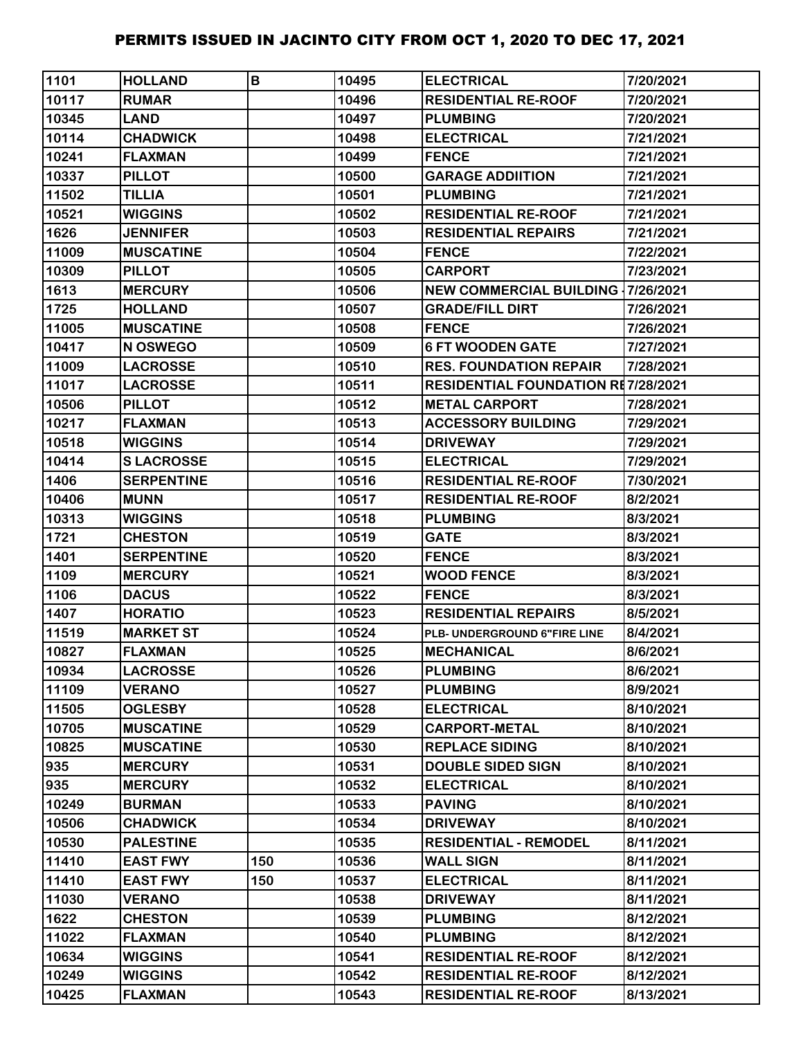# PERMITS ISSUED IN JACINTO CITY FROM OCT 1, 2020 TO DEC 17, 2021

| | | | | | |
|---|---|---|---|---|---|
| 1101 | HOLLAND | B | 10495 | ELECTRICAL | 7/20/2021 |
| 10117 | RUMAR | | 10496 | RESIDENTIAL RE-ROOF | 7/20/2021 |
| 10345 | LAND | | 10497 | PLUMBING | 7/20/2021 |
| 10114 | CHADWICK | | 10498 | ELECTRICAL | 7/21/2021 |
| 10241 | FLAXMAN | | 10499 | FENCE | 7/21/2021 |
| 10337 | PILLOT | | 10500 | GARAGE ADDIITION | 7/21/2021 |
| 11502 | TILLIA | | 10501 | PLUMBING | 7/21/2021 |
| 10521 | WIGGINS | | 10502 | RESIDENTIAL RE-ROOF | 7/21/2021 |
| 1626 | JENNIFER | | 10503 | RESIDENTIAL REPAIRS | 7/21/2021 |
| 11009 | MUSCATINE | | 10504 | FENCE | 7/22/2021 |
| 10309 | PILLOT | | 10505 | CARPORT | 7/23/2021 |
| 1613 | MERCURY | | 10506 | NEW COMMERCIAL BUILDING - | 7/26/2021 |
| 1725 | HOLLAND | | 10507 | GRADE/FILL DIRT | 7/26/2021 |
| 11005 | MUSCATINE | | 10508 | FENCE | 7/26/2021 |
| 10417 | N OSWEGO | | 10509 | 6 FT WOODEN GATE | 7/27/2021 |
| 11009 | LACROSSE | | 10510 | RES. FOUNDATION REPAIR | 7/28/2021 |
| 11017 | LACROSSE | | 10511 | RESIDENTIAL FOUNDATION RE | 7/28/2021 |
| 10506 | PILLOT | | 10512 | METAL CARPORT | 7/28/2021 |
| 10217 | FLAXMAN | | 10513 | ACCESSORY BUILDING | 7/29/2021 |
| 10518 | WIGGINS | | 10514 | DRIVEWAY | 7/29/2021 |
| 10414 | S LACROSSE | | 10515 | ELECTRICAL | 7/29/2021 |
| 1406 | SERPENTINE | | 10516 | RESIDENTIAL RE-ROOF | 7/30/2021 |
| 10406 | MUNN | | 10517 | RESIDENTIAL RE-ROOF | 8/2/2021 |
| 10313 | WIGGINS | | 10518 | PLUMBING | 8/3/2021 |
| 1721 | CHESTON | | 10519 | GATE | 8/3/2021 |
| 1401 | SERPENTINE | | 10520 | FENCE | 8/3/2021 |
| 1109 | MERCURY | | 10521 | WOOD FENCE | 8/3/2021 |
| 1106 | DACUS | | 10522 | FENCE | 8/3/2021 |
| 1407 | HORATIO | | 10523 | RESIDENTIAL REPAIRS | 8/5/2021 |
| 11519 | MARKET ST | | 10524 | PLB- UNDERGROUND 6"FIRE LINE | 8/4/2021 |
| 10827 | FLAXMAN | | 10525 | MECHANICAL | 8/6/2021 |
| 10934 | LACROSSE | | 10526 | PLUMBING | 8/6/2021 |
| 11109 | VERANO | | 10527 | PLUMBING | 8/9/2021 |
| 11505 | OGLESBY | | 10528 | ELECTRICAL | 8/10/2021 |
| 10705 | MUSCATINE | | 10529 | CARPORT-METAL | 8/10/2021 |
| 10825 | MUSCATINE | | 10530 | REPLACE SIDING | 8/10/2021 |
| 935 | MERCURY | | 10531 | DOUBLE SIDED SIGN | 8/10/2021 |
| 935 | MERCURY | | 10532 | ELECTRICAL | 8/10/2021 |
| 10249 | BURMAN | | 10533 | PAVING | 8/10/2021 |
| 10506 | CHADWICK | | 10534 | DRIVEWAY | 8/10/2021 |
| 10530 | PALESTINE | | 10535 | RESIDENTIAL - REMODEL | 8/11/2021 |
| 11410 | EAST FWY | 150 | 10536 | WALL SIGN | 8/11/2021 |
| 11410 | EAST FWY | 150 | 10537 | ELECTRICAL | 8/11/2021 |
| 11030 | VERANO | | 10538 | DRIVEWAY | 8/11/2021 |
| 1622 | CHESTON | | 10539 | PLUMBING | 8/12/2021 |
| 11022 | FLAXMAN | | 10540 | PLUMBING | 8/12/2021 |
| 10634 | WIGGINS | | 10541 | RESIDENTIAL RE-ROOF | 8/12/2021 |
| 10249 | WIGGINS | | 10542 | RESIDENTIAL RE-ROOF | 8/12/2021 |
| 10425 | FLAXMAN | | 10543 | RESIDENTIAL RE-ROOF | 8/13/2021 |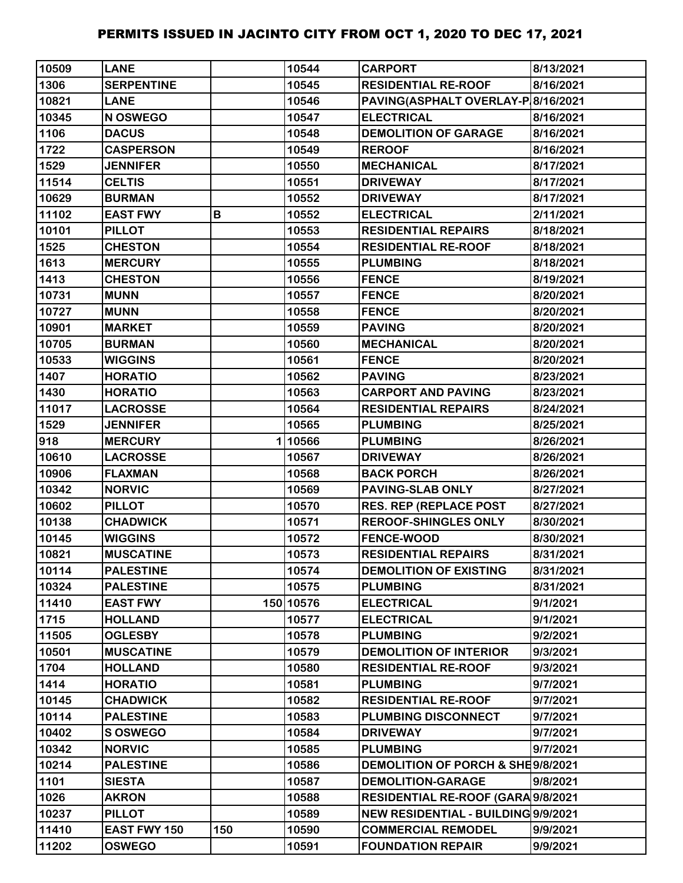# PERMITS ISSUED IN JACINTO CITY FROM OCT 1, 2020 TO DEC 17, 2021

| | | | | | |
|---|---|---|---|---|---|
| 10509 | LANE | | 10544 | CARPORT | 8/13/2021 |
| 1306 | SERPENTINE | | 10545 | RESIDENTIAL RE-ROOF | 8/16/2021 |
| 10821 | LANE | | 10546 | PAVING(ASPHALT OVERLAY-P | 8/16/2021 |
| 10345 | N OSWEGO | | 10547 | ELECTRICAL | 8/16/2021 |
| 1106 | DACUS | | 10548 | DEMOLITION OF GARAGE | 8/16/2021 |
| 1722 | CASPERSON | | 10549 | REROOF | 8/16/2021 |
| 1529 | JENNIFER | | 10550 | MECHANICAL | 8/17/2021 |
| 11514 | CELTIS | | 10551 | DRIVEWAY | 8/17/2021 |
| 10629 | BURMAN | | 10552 | DRIVEWAY | 8/17/2021 |
| 11102 | EAST FWY | B | 10552 | ELECTRICAL | 2/11/2021 |
| 10101 | PILLOT | | 10553 | RESIDENTIAL REPAIRS | 8/18/2021 |
| 1525 | CHESTON | | 10554 | RESIDENTIAL RE-ROOF | 8/18/2021 |
| 1613 | MERCURY | | 10555 | PLUMBING | 8/18/2021 |
| 1413 | CHESTON | | 10556 | FENCE | 8/19/2021 |
| 10731 | MUNN | | 10557 | FENCE | 8/20/2021 |
| 10727 | MUNN | | 10558 | FENCE | 8/20/2021 |
| 10901 | MARKET | | 10559 | PAVING | 8/20/2021 |
| 10705 | BURMAN | | 10560 | MECHANICAL | 8/20/2021 |
| 10533 | WIGGINS | | 10561 | FENCE | 8/20/2021 |
| 1407 | HORATIO | | 10562 | PAVING | 8/23/2021 |
| 1430 | HORATIO | | 10563 | CARPORT AND PAVING | 8/23/2021 |
| 11017 | LACROSSE | | 10564 | RESIDENTIAL REPAIRS | 8/24/2021 |
| 1529 | JENNIFER | | 10565 | PLUMBING | 8/25/2021 |
| 918 | MERCURY | 1 | 10566 | PLUMBING | 8/26/2021 |
| 10610 | LACROSSE | | 10567 | DRIVEWAY | 8/26/2021 |
| 10906 | FLAXMAN | | 10568 | BACK PORCH | 8/26/2021 |
| 10342 | NORVIC | | 10569 | PAVING-SLAB ONLY | 8/27/2021 |
| 10602 | PILLOT | | 10570 | RES. REP (REPLACE POST | 8/27/2021 |
| 10138 | CHADWICK | | 10571 | REROOF-SHINGLES ONLY | 8/30/2021 |
| 10145 | WIGGINS | | 10572 | FENCE-WOOD | 8/30/2021 |
| 10821 | MUSCATINE | | 10573 | RESIDENTIAL REPAIRS | 8/31/2021 |
| 10114 | PALESTINE | | 10574 | DEMOLITION OF EXISTING | 8/31/2021 |
| 10324 | PALESTINE | | 10575 | PLUMBING | 8/31/2021 |
| 11410 | EAST FWY | 150 | 10576 | ELECTRICAL | 9/1/2021 |
| 1715 | HOLLAND | | 10577 | ELECTRICAL | 9/1/2021 |
| 11505 | OGLESBY | | 10578 | PLUMBING | 9/2/2021 |
| 10501 | MUSCATINE | | 10579 | DEMOLITION OF INTERIOR | 9/3/2021 |
| 1704 | HOLLAND | | 10580 | RESIDENTIAL RE-ROOF | 9/3/2021 |
| 1414 | HORATIO | | 10581 | PLUMBING | 9/7/2021 |
| 10145 | CHADWICK | | 10582 | RESIDENTIAL RE-ROOF | 9/7/2021 |
| 10114 | PALESTINE | | 10583 | PLUMBING DISCONNECT | 9/7/2021 |
| 10402 | S OSWEGO | | 10584 | DRIVEWAY | 9/7/2021 |
| 10342 | NORVIC | | 10585 | PLUMBING | 9/7/2021 |
| 10214 | PALESTINE | | 10586 | DEMOLITION OF PORCH & SHE | 9/8/2021 |
| 1101 | SIESTA | | 10587 | DEMOLITION-GARAGE | 9/8/2021 |
| 1026 | AKRON | | 10588 | RESIDENTIAL RE-ROOF (GARA | 9/8/2021 |
| 10237 | PILLOT | | 10589 | NEW RESIDENTIAL - BUILDING | 9/9/2021 |
| 11410 | EAST FWY 150 | 150 | 10590 | COMMERCIAL REMODEL | 9/9/2021 |
| 11202 | OSWEGO | | 10591 | FOUNDATION REPAIR | 9/9/2021 |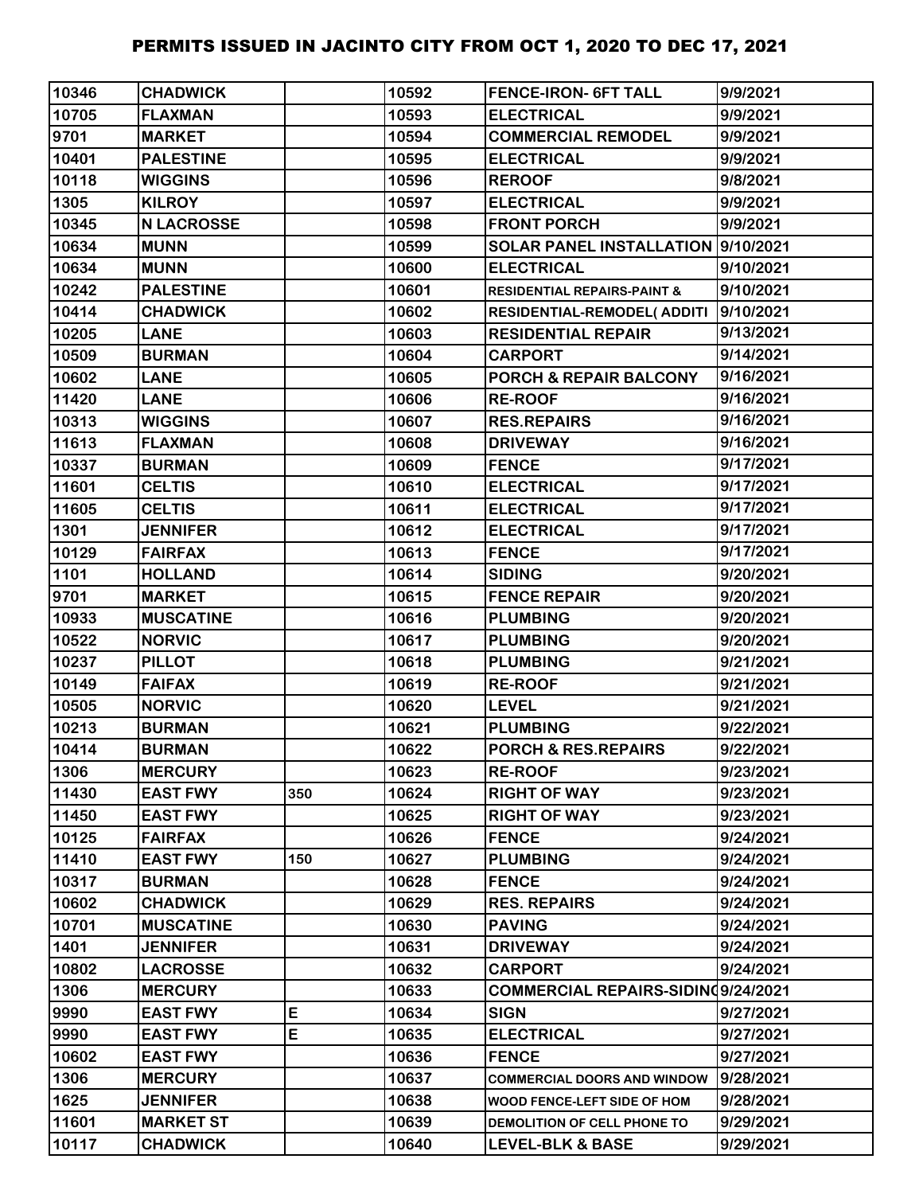# PERMITS ISSUED IN JACINTO CITY FROM OCT 1, 2020 TO DEC 17, 2021

| | | | | | |
|---|---|---|---|---|---|
| 10346 | CHADWICK | | 10592 | FENCE-IRON- 6FT TALL | 9/9/2021 |
| 10705 | FLAXMAN | | 10593 | ELECTRICAL | 9/9/2021 |
| 9701 | MARKET | | 10594 | COMMERCIAL REMODEL | 9/9/2021 |
| 10401 | PALESTINE | | 10595 | ELECTRICAL | 9/9/2021 |
| 10118 | WIGGINS | | 10596 | REROOF | 9/8/2021 |
| 1305 | KILROY | | 10597 | ELECTRICAL | 9/9/2021 |
| 10345 | N LACROSSE | | 10598 | FRONT PORCH | 9/9/2021 |
| 10634 | MUNN | | 10599 | SOLAR PANEL INSTALLATION | 9/10/2021 |
| 10634 | MUNN | | 10600 | ELECTRICAL | 9/10/2021 |
| 10242 | PALESTINE | | 10601 | RESIDENTIAL REPAIRS-PAINT & | 9/10/2021 |
| 10414 | CHADWICK | | 10602 | RESIDENTIAL-REMODEL( ADDITI | 9/10/2021 |
| 10205 | LANE | | 10603 | RESIDENTIAL REPAIR | 9/13/2021 |
| 10509 | BURMAN | | 10604 | CARPORT | 9/14/2021 |
| 10602 | LANE | | 10605 | PORCH & REPAIR BALCONY | 9/16/2021 |
| 11420 | LANE | | 10606 | RE-ROOF | 9/16/2021 |
| 10313 | WIGGINS | | 10607 | RES.REPAIRS | 9/16/2021 |
| 11613 | FLAXMAN | | 10608 | DRIVEWAY | 9/16/2021 |
| 10337 | BURMAN | | 10609 | FENCE | 9/17/2021 |
| 11601 | CELTIS | | 10610 | ELECTRICAL | 9/17/2021 |
| 11605 | CELTIS | | 10611 | ELECTRICAL | 9/17/2021 |
| 1301 | JENNIFER | | 10612 | ELECTRICAL | 9/17/2021 |
| 10129 | FAIRFAX | | 10613 | FENCE | 9/17/2021 |
| 1101 | HOLLAND | | 10614 | SIDING | 9/20/2021 |
| 9701 | MARKET | | 10615 | FENCE REPAIR | 9/20/2021 |
| 10933 | MUSCATINE | | 10616 | PLUMBING | 9/20/2021 |
| 10522 | NORVIC | | 10617 | PLUMBING | 9/20/2021 |
| 10237 | PILLOT | | 10618 | PLUMBING | 9/21/2021 |
| 10149 | FAIFAX | | 10619 | RE-ROOF | 9/21/2021 |
| 10505 | NORVIC | | 10620 | LEVEL | 9/21/2021 |
| 10213 | BURMAN | | 10621 | PLUMBING | 9/22/2021 |
| 10414 | BURMAN | | 10622 | PORCH & RES.REPAIRS | 9/22/2021 |
| 1306 | MERCURY | | 10623 | RE-ROOF | 9/23/2021 |
| 11430 | EAST FWY | 350 | 10624 | RIGHT OF WAY | 9/23/2021 |
| 11450 | EAST FWY | | 10625 | RIGHT OF WAY | 9/23/2021 |
| 10125 | FAIRFAX | | 10626 | FENCE | 9/24/2021 |
| 11410 | EAST FWY | 150 | 10627 | PLUMBING | 9/24/2021 |
| 10317 | BURMAN | | 10628 | FENCE | 9/24/2021 |
| 10602 | CHADWICK | | 10629 | RES. REPAIRS | 9/24/2021 |
| 10701 | MUSCATINE | | 10630 | PAVING | 9/24/2021 |
| 1401 | JENNIFER | | 10631 | DRIVEWAY | 9/24/2021 |
| 10802 | LACROSSE | | 10632 | CARPORT | 9/24/2021 |
| 1306 | MERCURY | | 10633 | COMMERCIAL REPAIRS-SIDING | 9/24/2021 |
| 9990 | EAST FWY | E | 10634 | SIGN | 9/27/2021 |
| 9990 | EAST FWY | E | 10635 | ELECTRICAL | 9/27/2021 |
| 10602 | EAST FWY | | 10636 | FENCE | 9/27/2021 |
| 1306 | MERCURY | | 10637 | COMMERCIAL DOORS AND WINDOW | 9/28/2021 |
| 1625 | JENNIFER | | 10638 | WOOD FENCE-LEFT SIDE OF HOM | 9/28/2021 |
| 11601 | MARKET ST | | 10639 | DEMOLITION OF CELL PHONE TO | 9/29/2021 |
| 10117 | CHADWICK | | 10640 | LEVEL-BLK & BASE | 9/29/2021 |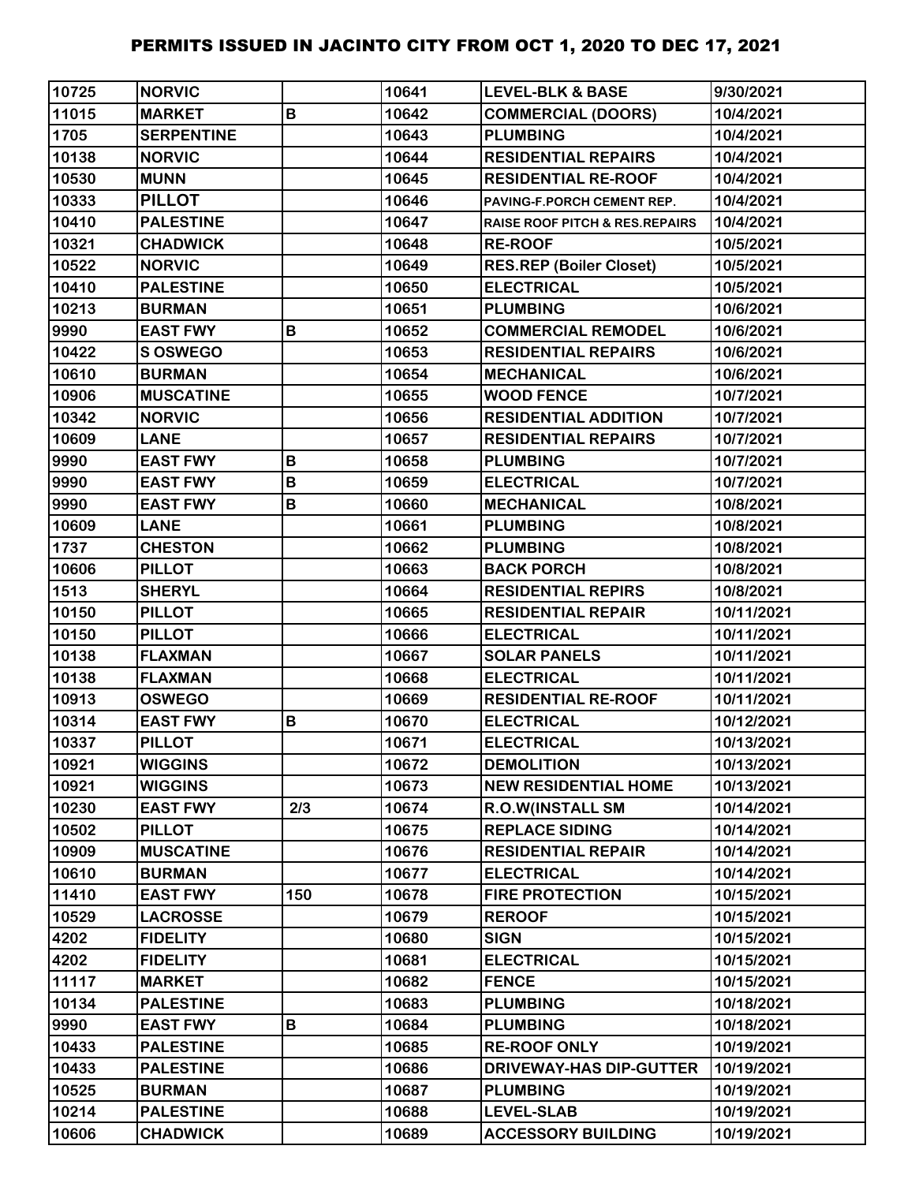# PERMITS ISSUED IN JACINTO CITY FROM OCT 1, 2020 TO DEC 17, 2021

| | | | | | |
|---|---|---|---|---|---|
| 10725 | NORVIC | | 10641 | LEVEL-BLK & BASE | 9/30/2021 |
| 11015 | MARKET | B | 10642 | COMMERCIAL (DOORS) | 10/4/2021 |
| 1705 | SERPENTINE | | 10643 | PLUMBING | 10/4/2021 |
| 10138 | NORVIC | | 10644 | RESIDENTIAL REPAIRS | 10/4/2021 |
| 10530 | MUNN | | 10645 | RESIDENTIAL RE-ROOF | 10/4/2021 |
| 10333 | PILLOT | | 10646 | PAVING-F.PORCH CEMENT REP. | 10/4/2021 |
| 10410 | PALESTINE | | 10647 | RAISE ROOF PITCH & RES.REPAIRS | 10/4/2021 |
| 10321 | CHADWICK | | 10648 | RE-ROOF | 10/5/2021 |
| 10522 | NORVIC | | 10649 | RES.REP (Boiler Closet) | 10/5/2021 |
| 10410 | PALESTINE | | 10650 | ELECTRICAL | 10/5/2021 |
| 10213 | BURMAN | | 10651 | PLUMBING | 10/6/2021 |
| 9990 | EAST FWY | B | 10652 | COMMERCIAL REMODEL | 10/6/2021 |
| 10422 | S OSWEGO | | 10653 | RESIDENTIAL REPAIRS | 10/6/2021 |
| 10610 | BURMAN | | 10654 | MECHANICAL | 10/6/2021 |
| 10906 | MUSCATINE | | 10655 | WOOD FENCE | 10/7/2021 |
| 10342 | NORVIC | | 10656 | RESIDENTIAL ADDITION | 10/7/2021 |
| 10609 | LANE | | 10657 | RESIDENTIAL REPAIRS | 10/7/2021 |
| 9990 | EAST FWY | B | 10658 | PLUMBING | 10/7/2021 |
| 9990 | EAST FWY | B | 10659 | ELECTRICAL | 10/7/2021 |
| 9990 | EAST FWY | B | 10660 | MECHANICAL | 10/8/2021 |
| 10609 | LANE | | 10661 | PLUMBING | 10/8/2021 |
| 1737 | CHESTON | | 10662 | PLUMBING | 10/8/2021 |
| 10606 | PILLOT | | 10663 | BACK PORCH | 10/8/2021 |
| 1513 | SHERYL | | 10664 | RESIDENTIAL REPIRS | 10/8/2021 |
| 10150 | PILLOT | | 10665 | RESIDENTIAL REPAIR | 10/11/2021 |
| 10150 | PILLOT | | 10666 | ELECTRICAL | 10/11/2021 |
| 10138 | FLAXMAN | | 10667 | SOLAR PANELS | 10/11/2021 |
| 10138 | FLAXMAN | | 10668 | ELECTRICAL | 10/11/2021 |
| 10913 | OSWEGO | | 10669 | RESIDENTIAL RE-ROOF | 10/11/2021 |
| 10314 | EAST FWY | B | 10670 | ELECTRICAL | 10/12/2021 |
| 10337 | PILLOT | | 10671 | ELECTRICAL | 10/13/2021 |
| 10921 | WIGGINS | | 10672 | DEMOLITION | 10/13/2021 |
| 10921 | WIGGINS | | 10673 | NEW RESIDENTIAL HOME | 10/13/2021 |
| 10230 | EAST FWY | 2/3 | 10674 | R.O.W(INSTALL SM | 10/14/2021 |
| 10502 | PILLOT | | 10675 | REPLACE SIDING | 10/14/2021 |
| 10909 | MUSCATINE | | 10676 | RESIDENTIAL REPAIR | 10/14/2021 |
| 10610 | BURMAN | | 10677 | ELECTRICAL | 10/14/2021 |
| 11410 | EAST FWY | 150 | 10678 | FIRE PROTECTION | 10/15/2021 |
| 10529 | LACROSSE | | 10679 | REROOF | 10/15/2021 |
| 4202 | FIDELITY | | 10680 | SIGN | 10/15/2021 |
| 4202 | FIDELITY | | 10681 | ELECTRICAL | 10/15/2021 |
| 11117 | MARKET | | 10682 | FENCE | 10/15/2021 |
| 10134 | PALESTINE | | 10683 | PLUMBING | 10/18/2021 |
| 9990 | EAST FWY | B | 10684 | PLUMBING | 10/18/2021 |
| 10433 | PALESTINE | | 10685 | RE-ROOF ONLY | 10/19/2021 |
| 10433 | PALESTINE | | 10686 | DRIVEWAY-HAS DIP-GUTTER | 10/19/2021 |
| 10525 | BURMAN | | 10687 | PLUMBING | 10/19/2021 |
| 10214 | PALESTINE | | 10688 | LEVEL-SLAB | 10/19/2021 |
| 10606 | CHADWICK | | 10689 | ACCESSORY BUILDING | 10/19/2021 |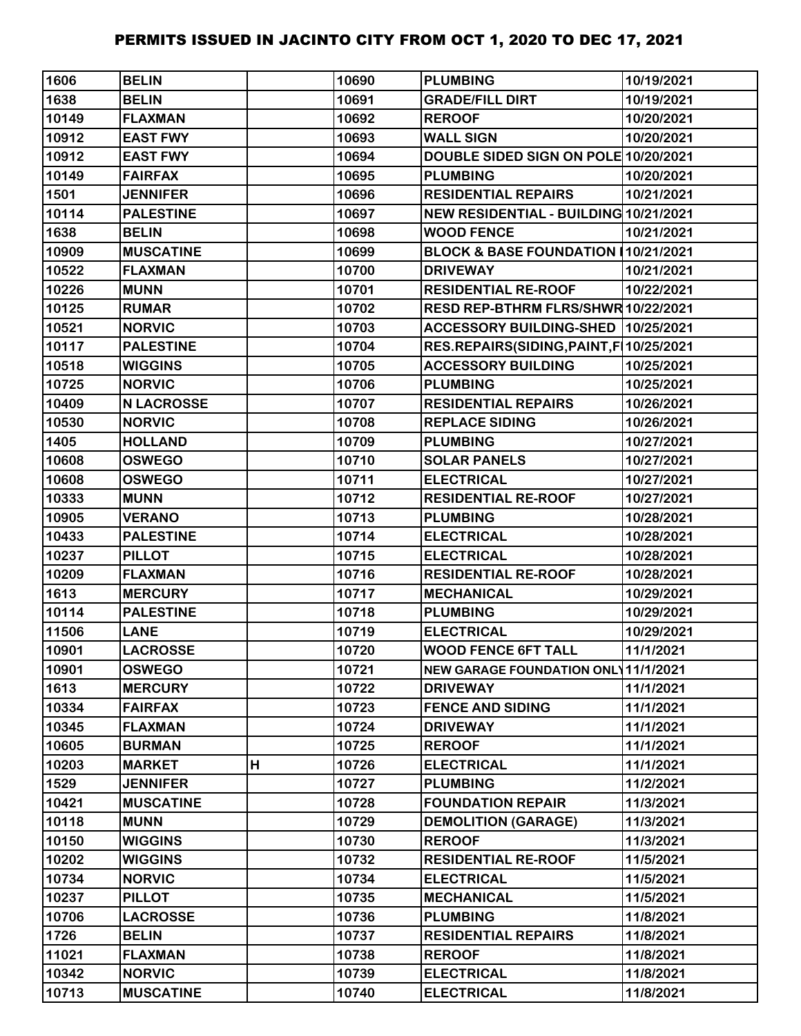# PERMITS ISSUED IN JACINTO CITY FROM OCT 1, 2020 TO DEC 17, 2021

| | | | | | |
|---|---|---|---|---|---|
| 1606 | BELIN | | 10690 | PLUMBING | 10/19/2021 |
| 1638 | BELIN | | 10691 | GRADE/FILL DIRT | 10/19/2021 |
| 10149 | FLAXMAN | | 10692 | REROOF | 10/20/2021 |
| 10912 | EAST FWY | | 10693 | WALL SIGN | 10/20/2021 |
| 10912 | EAST FWY | | 10694 | DOUBLE SIDED SIGN ON POLE | 10/20/2021 |
| 10149 | FAIRFAX | | 10695 | PLUMBING | 10/20/2021 |
| 1501 | JENNIFER | | 10696 | RESIDENTIAL REPAIRS | 10/21/2021 |
| 10114 | PALESTINE | | 10697 | NEW RESIDENTIAL - BUILDING | 10/21/2021 |
| 1638 | BELIN | | 10698 | WOOD FENCE | 10/21/2021 |
| 10909 | MUSCATINE | | 10699 | BLOCK & BASE FOUNDATION I | 10/21/2021 |
| 10522 | FLAXMAN | | 10700 | DRIVEWAY | 10/21/2021 |
| 10226 | MUNN | | 10701 | RESIDENTIAL RE-ROOF | 10/22/2021 |
| 10125 | RUMAR | | 10702 | RESD REP-BTHRM FLRS/SHWR | 10/22/2021 |
| 10521 | NORVIC | | 10703 | ACCESSORY BUILDING-SHED | 10/25/2021 |
| 10117 | PALESTINE | | 10704 | RES.REPAIRS(SIDING,PAINT,F | 10/25/2021 |
| 10518 | WIGGINS | | 10705 | ACCESSORY BUILDING | 10/25/2021 |
| 10725 | NORVIC | | 10706 | PLUMBING | 10/25/2021 |
| 10409 | N LACROSSE | | 10707 | RESIDENTIAL REPAIRS | 10/26/2021 |
| 10530 | NORVIC | | 10708 | REPLACE SIDING | 10/26/2021 |
| 1405 | HOLLAND | | 10709 | PLUMBING | 10/27/2021 |
| 10608 | OSWEGO | | 10710 | SOLAR PANELS | 10/27/2021 |
| 10608 | OSWEGO | | 10711 | ELECTRICAL | 10/27/2021 |
| 10333 | MUNN | | 10712 | RESIDENTIAL RE-ROOF | 10/27/2021 |
| 10905 | VERANO | | 10713 | PLUMBING | 10/28/2021 |
| 10433 | PALESTINE | | 10714 | ELECTRICAL | 10/28/2021 |
| 10237 | PILLOT | | 10715 | ELECTRICAL | 10/28/2021 |
| 10209 | FLAXMAN | | 10716 | RESIDENTIAL RE-ROOF | 10/28/2021 |
| 1613 | MERCURY | | 10717 | MECHANICAL | 10/29/2021 |
| 10114 | PALESTINE | | 10718 | PLUMBING | 10/29/2021 |
| 11506 | LANE | | 10719 | ELECTRICAL | 10/29/2021 |
| 10901 | LACROSSE | | 10720 | WOOD FENCE 6FT TALL | 11/1/2021 |
| 10901 | OSWEGO | | 10721 | NEW GARAGE FOUNDATION ONLY | 11/1/2021 |
| 1613 | MERCURY | | 10722 | DRIVEWAY | 11/1/2021 |
| 10334 | FAIRFAX | | 10723 | FENCE AND SIDING | 11/1/2021 |
| 10345 | FLAXMAN | | 10724 | DRIVEWAY | 11/1/2021 |
| 10605 | BURMAN | | 10725 | REROOF | 11/1/2021 |
| 10203 | MARKET | H | 10726 | ELECTRICAL | 11/1/2021 |
| 1529 | JENNIFER | | 10727 | PLUMBING | 11/2/2021 |
| 10421 | MUSCATINE | | 10728 | FOUNDATION REPAIR | 11/3/2021 |
| 10118 | MUNN | | 10729 | DEMOLITION (GARAGE) | 11/3/2021 |
| 10150 | WIGGINS | | 10730 | REROOF | 11/3/2021 |
| 10202 | WIGGINS | | 10732 | RESIDENTIAL RE-ROOF | 11/5/2021 |
| 10734 | NORVIC | | 10734 | ELECTRICAL | 11/5/2021 |
| 10237 | PILLOT | | 10735 | MECHANICAL | 11/5/2021 |
| 10706 | LACROSSE | | 10736 | PLUMBING | 11/8/2021 |
| 1726 | BELIN | | 10737 | RESIDENTIAL REPAIRS | 11/8/2021 |
| 11021 | FLAXMAN | | 10738 | REROOF | 11/8/2021 |
| 10342 | NORVIC | | 10739 | ELECTRICAL | 11/8/2021 |
| 10713 | MUSCATINE | | 10740 | ELECTRICAL | 11/8/2021 |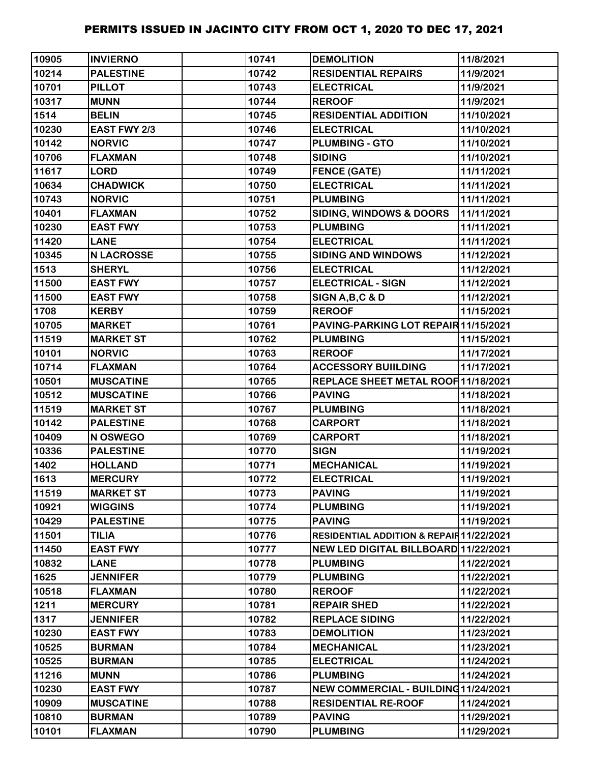# PERMITS ISSUED IN JACINTO CITY FROM OCT 1, 2020 TO DEC 17, 2021

| | | | | | |
|---|---|---|---|---|---|
| 10905 | INVIERNO | | 10741 | DEMOLITION | 11/8/2021 |
| 10214 | PALESTINE | | 10742 | RESIDENTIAL REPAIRS | 11/9/2021 |
| 10701 | PILLOT | | 10743 | ELECTRICAL | 11/9/2021 |
| 10317 | MUNN | | 10744 | REROOF | 11/9/2021 |
| 1514 | BELIN | | 10745 | RESIDENTIAL ADDITION | 11/10/2021 |
| 10230 | EAST FWY 2/3 | | 10746 | ELECTRICAL | 11/10/2021 |
| 10142 | NORVIC | | 10747 | PLUMBING - GTO | 11/10/2021 |
| 10706 | FLAXMAN | | 10748 | SIDING | 11/10/2021 |
| 11617 | LORD | | 10749 | FENCE (GATE) | 11/11/2021 |
| 10634 | CHADWICK | | 10750 | ELECTRICAL | 11/11/2021 |
| 10743 | NORVIC | | 10751 | PLUMBING | 11/11/2021 |
| 10401 | FLAXMAN | | 10752 | SIDING, WINDOWS & DOORS | 11/11/2021 |
| 10230 | EAST FWY | | 10753 | PLUMBING | 11/11/2021 |
| 11420 | LANE | | 10754 | ELECTRICAL | 11/11/2021 |
| 10345 | N LACROSSE | | 10755 | SIDING AND WINDOWS | 11/12/2021 |
| 1513 | SHERYL | | 10756 | ELECTRICAL | 11/12/2021 |
| 11500 | EAST FWY | | 10757 | ELECTRICAL - SIGN | 11/12/2021 |
| 11500 | EAST FWY | | 10758 | SIGN A,B,C & D | 11/12/2021 |
| 1708 | KERBY | | 10759 | REROOF | 11/15/2021 |
| 10705 | MARKET | | 10761 | PAVING-PARKING LOT REPAIR | 11/15/2021 |
| 11519 | MARKET ST | | 10762 | PLUMBING | 11/15/2021 |
| 10101 | NORVIC | | 10763 | REROOF | 11/17/2021 |
| 10714 | FLAXMAN | | 10764 | ACCESSORY BUIILDING | 11/17/2021 |
| 10501 | MUSCATINE | | 10765 | REPLACE SHEET METAL ROOF | 11/18/2021 |
| 10512 | MUSCATINE | | 10766 | PAVING | 11/18/2021 |
| 11519 | MARKET ST | | 10767 | PLUMBING | 11/18/2021 |
| 10142 | PALESTINE | | 10768 | CARPORT | 11/18/2021 |
| 10409 | N OSWEGO | | 10769 | CARPORT | 11/18/2021 |
| 10336 | PALESTINE | | 10770 | SIGN | 11/19/2021 |
| 1402 | HOLLAND | | 10771 | MECHANICAL | 11/19/2021 |
| 1613 | MERCURY | | 10772 | ELECTRICAL | 11/19/2021 |
| 11519 | MARKET ST | | 10773 | PAVING | 11/19/2021 |
| 10921 | WIGGINS | | 10774 | PLUMBING | 11/19/2021 |
| 10429 | PALESTINE | | 10775 | PAVING | 11/19/2021 |
| 11501 | TILIA | | 10776 | RESIDENTIAL ADDITION & REPAIR | 11/22/2021 |
| 11450 | EAST FWY | | 10777 | NEW LED DIGITAL BILLBOARD | 11/22/2021 |
| 10832 | LANE | | 10778 | PLUMBING | 11/22/2021 |
| 1625 | JENNIFER | | 10779 | PLUMBING | 11/22/2021 |
| 10518 | FLAXMAN | | 10780 | REROOF | 11/22/2021 |
| 1211 | MERCURY | | 10781 | REPAIR SHED | 11/22/2021 |
| 1317 | JENNIFER | | 10782 | REPLACE SIDING | 11/22/2021 |
| 10230 | EAST FWY | | 10783 | DEMOLITION | 11/23/2021 |
| 10525 | BURMAN | | 10784 | MECHANICAL | 11/23/2021 |
| 10525 | BURMAN | | 10785 | ELECTRICAL | 11/24/2021 |
| 11216 | MUNN | | 10786 | PLUMBING | 11/24/2021 |
| 10230 | EAST FWY | | 10787 | NEW COMMERCIAL - BUILDING | 11/24/2021 |
| 10909 | MUSCATINE | | 10788 | RESIDENTIAL RE-ROOF | 11/24/2021 |
| 10810 | BURMAN | | 10789 | PAVING | 11/29/2021 |
| 10101 | FLAXMAN | | 10790 | PLUMBING | 11/29/2021 |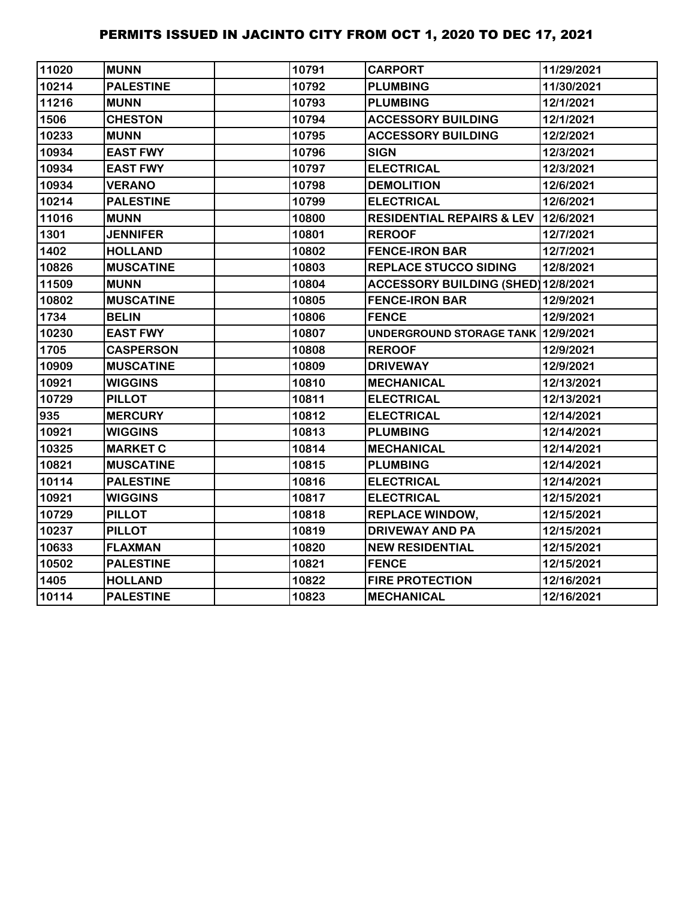| | | | | | |
|---|---|---|---|---|---|
| 11020 | MUNN | | 10791 | CARPORT | 11/29/2021 |
| 10214 | PALESTINE | | 10792 | PLUMBING | 11/30/2021 |
| 11216 | MUNN | | 10793 | PLUMBING | 12/1/2021 |
| 1506 | CHESTON | | 10794 | ACCESSORY BUILDING | 12/1/2021 |
| 10233 | MUNN | | 10795 | ACCESSORY BUILDING | 12/2/2021 |
| 10934 | EAST FWY | | 10796 | SIGN | 12/3/2021 |
| 10934 | EAST FWY | | 10797 | ELECTRICAL | 12/3/2021 |
| 10934 | VERANO | | 10798 | DEMOLITION | 12/6/2021 |
| 10214 | PALESTINE | | 10799 | ELECTRICAL | 12/6/2021 |
| 11016 | MUNN | | 10800 | RESIDENTIAL REPAIRS & LEV | 12/6/2021 |
| 1301 | JENNIFER | | 10801 | REROOF | 12/7/2021 |
| 1402 | HOLLAND | | 10802 | FENCE-IRON BAR | 12/7/2021 |
| 10826 | MUSCATINE | | 10803 | REPLACE STUCCO SIDING | 12/8/2021 |
| 11509 | MUNN | | 10804 | ACCESSORY BUILDING (SHED) | 12/8/2021 |
| 10802 | MUSCATINE | | 10805 | FENCE-IRON BAR | 12/9/2021 |
| 1734 | BELIN | | 10806 | FENCE | 12/9/2021 |
| 10230 | EAST FWY | | 10807 | UNDERGROUND STORAGE TANK | 12/9/2021 |
| 1705 | CASPERSON | | 10808 | REROOF | 12/9/2021 |
| 10909 | MUSCATINE | | 10809 | DRIVEWAY | 12/9/2021 |
| 10921 | WIGGINS | | 10810 | MECHANICAL | 12/13/2021 |
| 10729 | PILLOT | | 10811 | ELECTRICAL | 12/13/2021 |
| 935 | MERCURY | | 10812 | ELECTRICAL | 12/14/2021 |
| 10921 | WIGGINS | | 10813 | PLUMBING | 12/14/2021 |
| 10325 | MARKET C | | 10814 | MECHANICAL | 12/14/2021 |
| 10821 | MUSCATINE | | 10815 | PLUMBING | 12/14/2021 |
| 10114 | PALESTINE | | 10816 | ELECTRICAL | 12/14/2021 |
| 10921 | WIGGINS | | 10817 | ELECTRICAL | 12/15/2021 |
| 10729 | PILLOT | | 10818 | REPLACE WINDOW, | 12/15/2021 |
| 10237 | PILLOT | | 10819 | DRIVEWAY AND PA | 12/15/2021 |
| 10633 | FLAXMAN | | 10820 | NEW RESIDENTIAL | 12/15/2021 |
| 10502 | PALESTINE | | 10821 | FENCE | 12/15/2021 |
| 1405 | HOLLAND | | 10822 | FIRE PROTECTION | 12/16/2021 |
| 10114 | PALESTINE | | 10823 | MECHANICAL | 12/16/2021 |